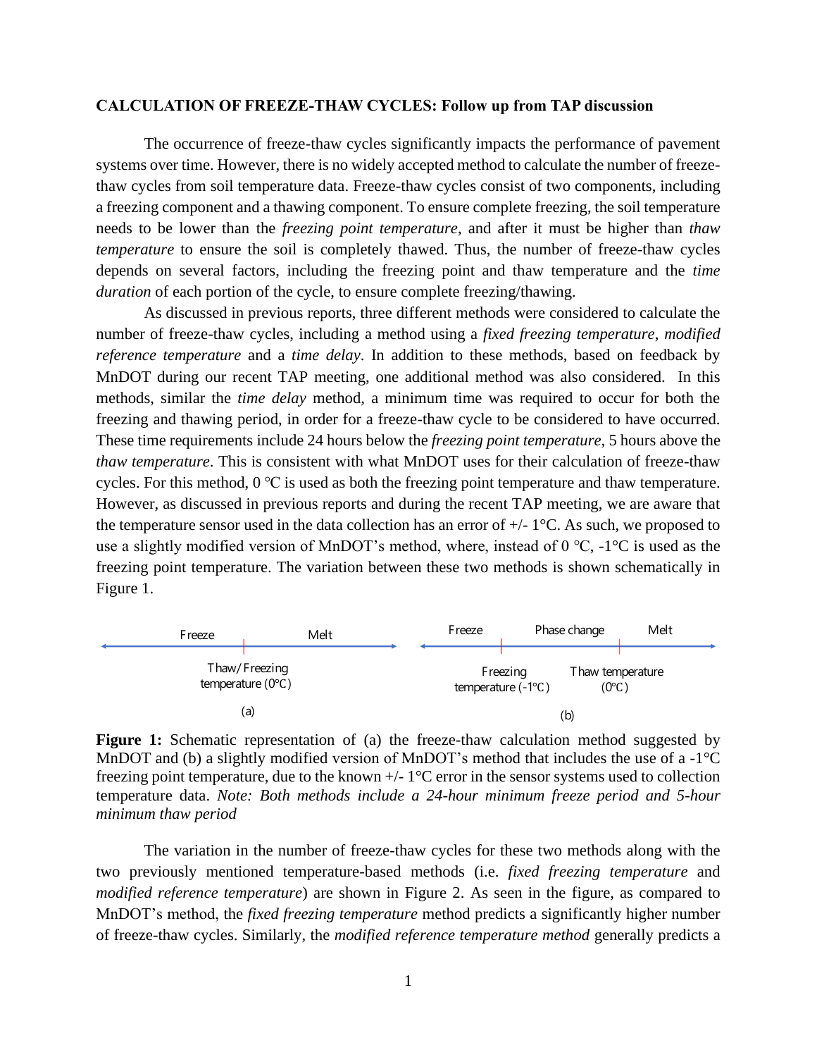**CALCULATION OF FREEZE-THAW CYCLES: Follow up from TAP discussion**

The occurrence of freeze-thaw cycles significantly impacts the performance of pavement systems over time. However, there is no widely accepted method to calculate the number of freeze-thaw cycles from soil temperature data. Freeze-thaw cycles consist of two components, including a freezing component and a thawing component. To ensure complete freezing, the soil temperature needs to be lower than the *freezing point temperature*, and after it must be higher than *thaw temperature* to ensure the soil is completely thawed. Thus, the number of freeze-thaw cycles depends on several factors, including the freezing point and thaw temperature and the *time duration* of each portion of the cycle, to ensure complete freezing/thawing.

As discussed in previous reports, three different methods were considered to calculate the number of freeze-thaw cycles, including a method using a *fixed freezing temperature*, *modified reference temperature* and a *time delay*. In addition to these methods, based on feedback by MnDOT during our recent TAP meeting, one additional method was also considered. In this methods, similar the *time delay* method, a minimum time was required to occur for both the freezing and thawing period, in order for a freeze-thaw cycle to be considered to have occurred. These time requirements include 24 hours below the *freezing point temperature*, 5 hours above the *thaw temperature*. This is consistent with what MnDOT uses for their calculation of freeze-thaw cycles. For this method, 0 ℃ is used as both the freezing point temperature and thaw temperature. However, as discussed in previous reports and during the recent TAP meeting, we are aware that the temperature sensor used in the data collection has an error of +/- 1°C. As such, we proposed to use a slightly modified version of MnDOT's method, where, instead of 0 ℃, -1°C is used as the freezing point temperature. The variation between these two methods is shown schematically in Figure 1.

(a) Freeze | Melt — Thaw/Freezing temperature (0℃)

(b) Freeze | Phase change | Melt — Freezing temperature (-1℃); Thaw temperature (0℃)

**Figure 1:** Schematic representation of (a) the freeze-thaw calculation method suggested by MnDOT and (b) a slightly modified version of MnDOT's method that includes the use of a -1°C freezing point temperature, due to the known +/- 1°C error in the sensor systems used to collection temperature data. *Note: Both methods include a 24-hour minimum freeze period and 5-hour minimum thaw period*

The variation in the number of freeze-thaw cycles for these two methods along with the two previously mentioned temperature-based methods (i.e. *fixed freezing temperature* and *modified reference temperature*) are shown in Figure 2. As seen in the figure, as compared to MnDOT's method, the *fixed freezing temperature* method predicts a significantly higher number of freeze-thaw cycles. Similarly, the *modified reference temperature method* generally predicts a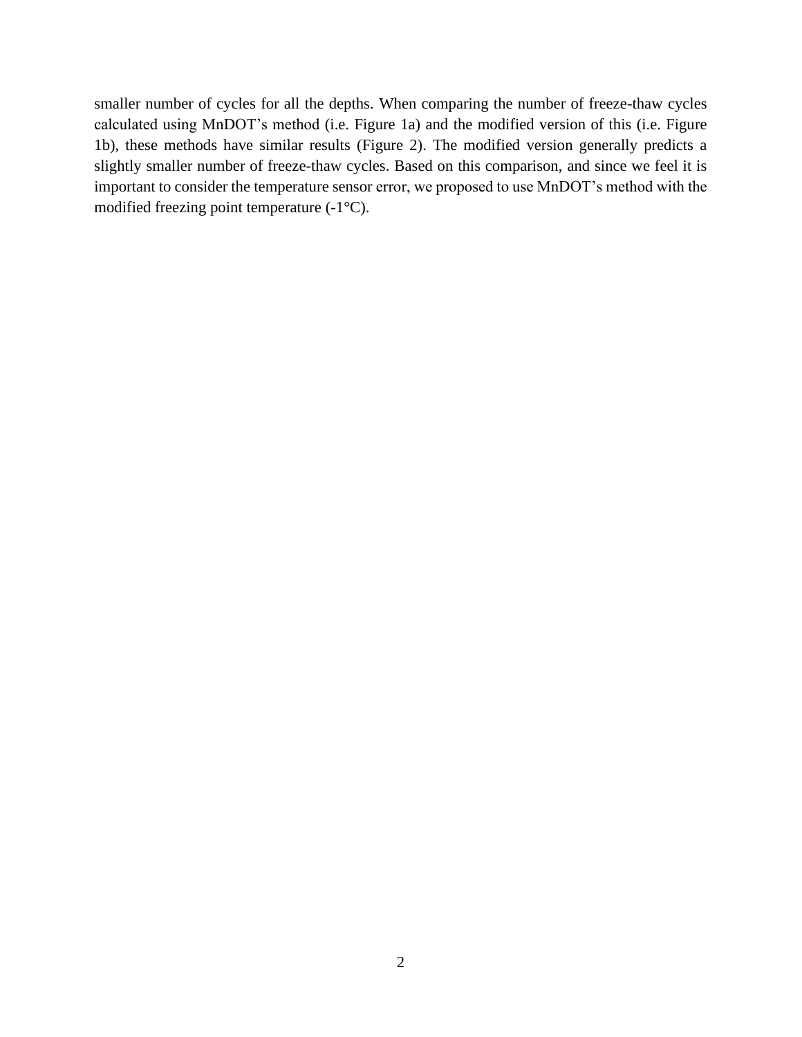smaller number of cycles for all the depths. When comparing the number of freeze-thaw cycles calculated using MnDOT's method (i.e. Figure 1a) and the modified version of this (i.e. Figure 1b), these methods have similar results (Figure 2). The modified version generally predicts a slightly smaller number of freeze-thaw cycles. Based on this comparison, and since we feel it is important to consider the temperature sensor error, we proposed to use MnDOT's method with the modified freezing point temperature (-1°C).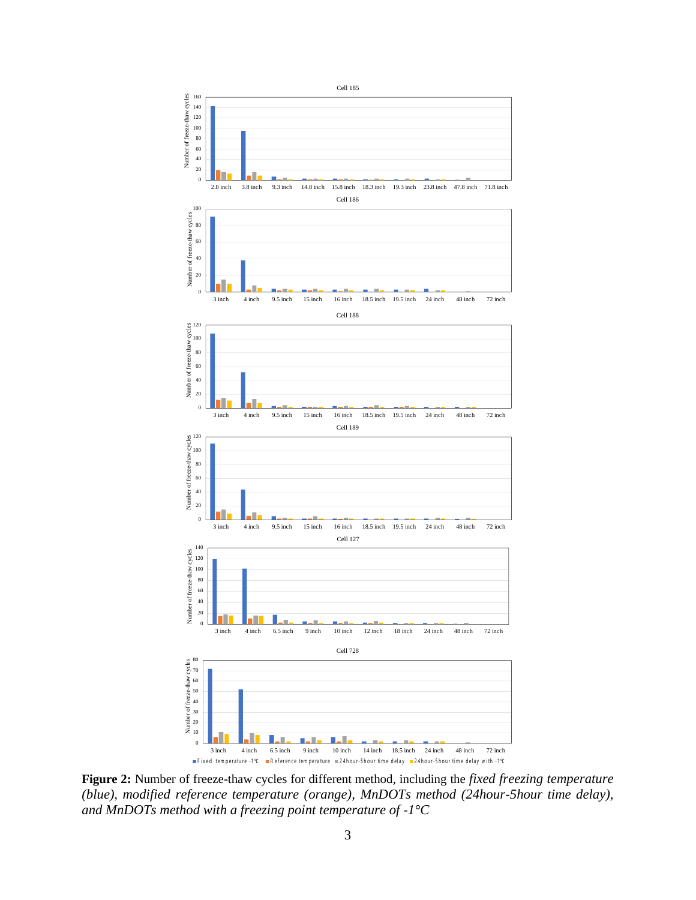**Figure 2:** Number of freeze-thaw cycles for different method, including the *fixed freezing temperature (blue), modified reference temperature (orange), MnDOTs method (24hour-5hour time delay), and MnDOTs method with a freezing point temperature of -1°C*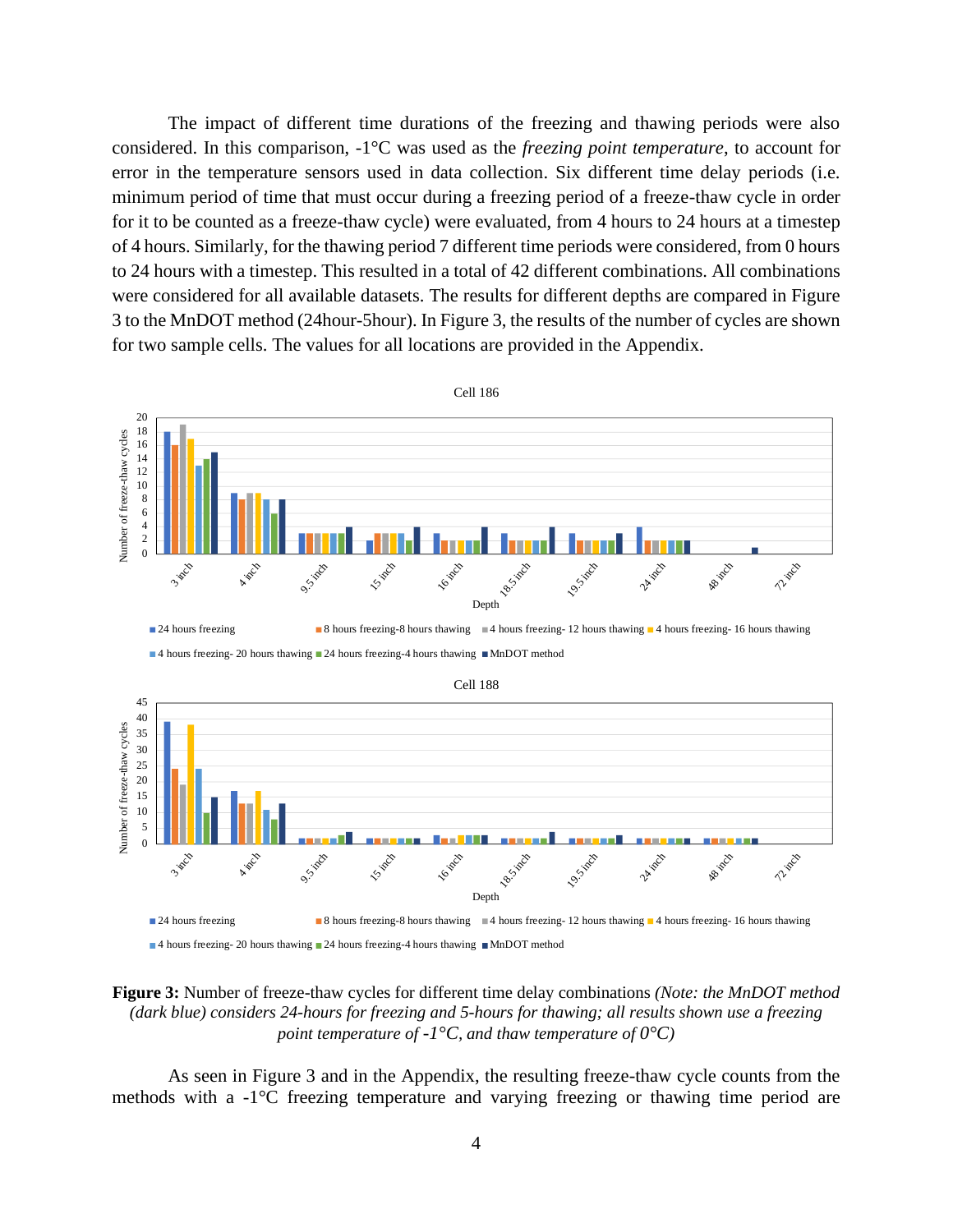The impact of different time durations of the freezing and thawing periods were also considered. In this comparison, -1°C was used as the *freezing point temperature*, to account for error in the temperature sensors used in data collection. Six different time delay periods (i.e. minimum period of time that must occur during a freezing period of a freeze-thaw cycle in order for it to be counted as a freeze-thaw cycle) were evaluated, from 4 hours to 24 hours at a timestep of 4 hours. Similarly, for the thawing period 7 different time periods were considered, from 0 hours to 24 hours with a timestep. This resulted in a total of 42 different combinations. All combinations were considered for all available datasets. The results for different depths are compared in Figure 3 to the MnDOT method (24hour-5hour). In Figure 3, the results of the number of cycles are shown for two sample cells. The values for all locations are provided in the Appendix.

**Figure 3:** Number of freeze-thaw cycles for different time delay combinations *(Note: the MnDOT method (dark blue) considers 24-hours for freezing and 5-hours for thawing; all results shown use a freezing point temperature of -1°C, and thaw temperature of 0°C)*

As seen in Figure 3 and in the Appendix, the resulting freeze-thaw cycle counts from the methods with a -1°C freezing temperature and varying freezing or thawing time period are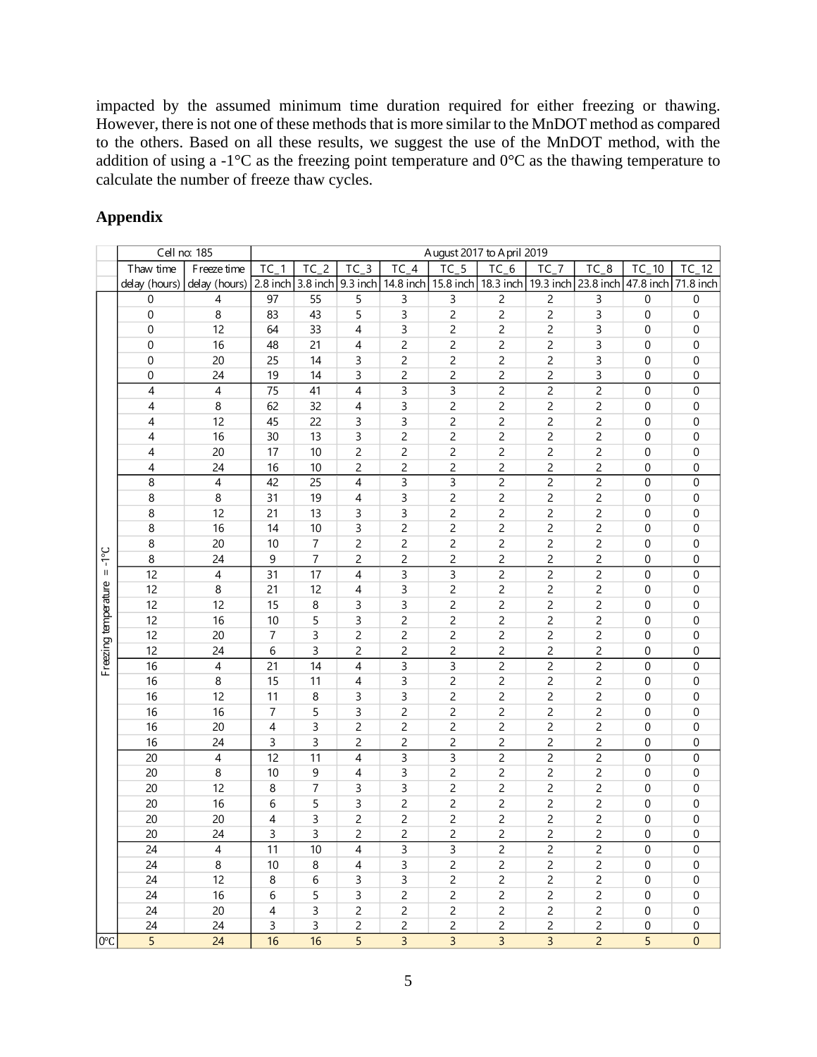impacted by the assumed minimum time duration required for either freezing or thawing. However, there is not one of these methods that is more similar to the MnDOT method as compared to the others. Based on all these results, we suggest the use of the MnDOT method, with the addition of using a -1°C as the freezing point temperature and 0°C as the thawing temperature to calculate the number of freeze thaw cycles.

## Appendix

| | Cell no: 185 | | August 2017 to April 2019 | | | | | | | | | |
|---|---|---|---|---|---|---|---|---|---|---|---|---|
| | Thaw time delay (hours) | Freeze time delay (hours) | TC_1 2.8 inch | TC_2 3.8 inch | TC_3 9.3 inch | TC_4 14.8 inch | TC_5 15.8 inch | TC_6 18.3 inch | TC_7 19.3 inch | TC_8 23.8 inch | TC_10 47.8 inch | TC_12 71.8 inch |
| Freezing temperature = -1°C | 0 | 4 | 97 | 55 | 5 | 3 | 3 | 2 | 2 | 3 | 0 | 0 |
| | 0 | 8 | 83 | 43 | 5 | 3 | 2 | 2 | 2 | 3 | 0 | 0 |
| | 0 | 12 | 64 | 33 | 4 | 3 | 2 | 2 | 2 | 3 | 0 | 0 |
| | 0 | 16 | 48 | 21 | 4 | 2 | 2 | 2 | 2 | 3 | 0 | 0 |
| | 0 | 20 | 25 | 14 | 3 | 2 | 2 | 2 | 2 | 3 | 0 | 0 |
| | 0 | 24 | 19 | 14 | 3 | 2 | 2 | 2 | 2 | 3 | 0 | 0 |
| | 4 | 4 | 75 | 41 | 4 | 3 | 3 | 2 | 2 | 2 | 0 | 0 |
| | 4 | 8 | 62 | 32 | 4 | 3 | 2 | 2 | 2 | 2 | 0 | 0 |
| | 4 | 12 | 45 | 22 | 3 | 3 | 2 | 2 | 2 | 2 | 0 | 0 |
| | 4 | 16 | 30 | 13 | 3 | 2 | 2 | 2 | 2 | 2 | 0 | 0 |
| | 4 | 20 | 17 | 10 | 2 | 2 | 2 | 2 | 2 | 2 | 0 | 0 |
| | 4 | 24 | 16 | 10 | 2 | 2 | 2 | 2 | 2 | 2 | 0 | 0 |
| | 8 | 4 | 42 | 25 | 4 | 3 | 3 | 2 | 2 | 2 | 0 | 0 |
| | 8 | 8 | 31 | 19 | 4 | 3 | 2 | 2 | 2 | 2 | 0 | 0 |
| | 8 | 12 | 21 | 13 | 3 | 3 | 2 | 2 | 2 | 2 | 0 | 0 |
| | 8 | 16 | 14 | 10 | 3 | 2 | 2 | 2 | 2 | 2 | 0 | 0 |
| | 8 | 20 | 10 | 7 | 2 | 2 | 2 | 2 | 2 | 2 | 0 | 0 |
| | 8 | 24 | 9 | 7 | 2 | 2 | 2 | 2 | 2 | 2 | 0 | 0 |
| | 12 | 4 | 31 | 17 | 4 | 3 | 3 | 2 | 2 | 2 | 0 | 0 |
| | 12 | 8 | 21 | 12 | 4 | 3 | 2 | 2 | 2 | 2 | 0 | 0 |
| | 12 | 12 | 15 | 8 | 3 | 3 | 2 | 2 | 2 | 2 | 0 | 0 |
| | 12 | 16 | 10 | 5 | 3 | 2 | 2 | 2 | 2 | 2 | 0 | 0 |
| | 12 | 20 | 7 | 3 | 2 | 2 | 2 | 2 | 2 | 2 | 0 | 0 |
| | 12 | 24 | 6 | 3 | 2 | 2 | 2 | 2 | 2 | 2 | 0 | 0 |
| | 16 | 4 | 21 | 14 | 4 | 3 | 3 | 2 | 2 | 2 | 0 | 0 |
| | 16 | 8 | 15 | 11 | 4 | 3 | 2 | 2 | 2 | 2 | 0 | 0 |
| | 16 | 12 | 11 | 8 | 3 | 3 | 2 | 2 | 2 | 2 | 0 | 0 |
| | 16 | 16 | 7 | 5 | 3 | 2 | 2 | 2 | 2 | 2 | 0 | 0 |
| | 16 | 20 | 4 | 3 | 2 | 2 | 2 | 2 | 2 | 2 | 0 | 0 |
| | 16 | 24 | 3 | 3 | 2 | 2 | 2 | 2 | 2 | 2 | 0 | 0 |
| | 20 | 4 | 12 | 11 | 4 | 3 | 3 | 2 | 2 | 2 | 0 | 0 |
| | 20 | 8 | 10 | 9 | 4 | 3 | 2 | 2 | 2 | 2 | 0 | 0 |
| | 20 | 12 | 8 | 7 | 3 | 3 | 2 | 2 | 2 | 2 | 0 | 0 |
| | 20 | 16 | 6 | 5 | 3 | 2 | 2 | 2 | 2 | 2 | 0 | 0 |
| | 20 | 20 | 4 | 3 | 2 | 2 | 2 | 2 | 2 | 2 | 0 | 0 |
| | 20 | 24 | 3 | 3 | 2 | 2 | 2 | 2 | 2 | 2 | 0 | 0 |
| | 24 | 4 | 11 | 10 | 4 | 3 | 3 | 2 | 2 | 2 | 0 | 0 |
| | 24 | 8 | 10 | 8 | 4 | 3 | 2 | 2 | 2 | 2 | 0 | 0 |
| | 24 | 12 | 8 | 6 | 3 | 3 | 2 | 2 | 2 | 2 | 0 | 0 |
| | 24 | 16 | 6 | 5 | 3 | 2 | 2 | 2 | 2 | 2 | 0 | 0 |
| | 24 | 20 | 4 | 3 | 2 | 2 | 2 | 2 | 2 | 2 | 0 | 0 |
| | 24 | 24 | 3 | 3 | 2 | 2 | 2 | 2 | 2 | 2 | 0 | 0 |
| 0°C | 5 | 24 | 16 | 16 | 5 | 3 | 3 | 3 | 3 | 2 | 5 | 0 |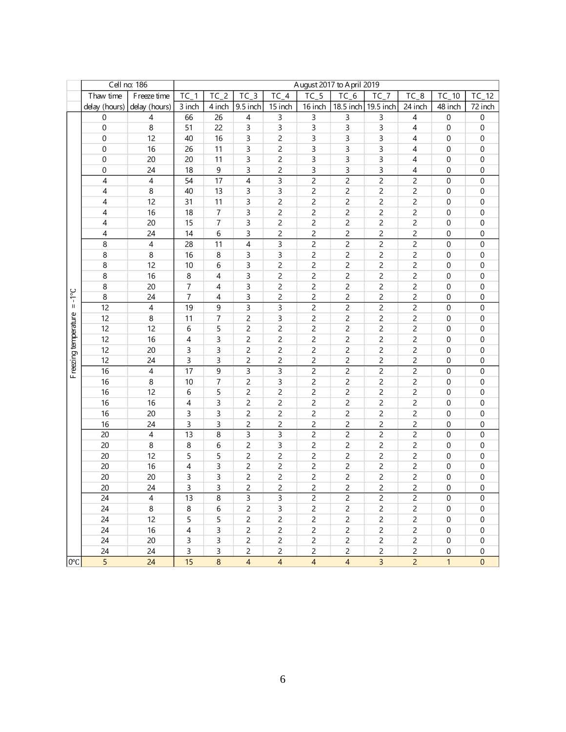|  | Cell no: 186 |  | August 2017 to April 2019 |  |  |  |  |  |  |  |  |  |
|---|---|---|---|---|---|---|---|---|---|---|---|---|
|  | Thaw time delay (hours) | Freeze time delay (hours) | TC_1 | TC_2 | TC_3 | TC_4 | TC_5 | TC_6 | TC_7 | TC_8 | TC_10 | TC_12 |
|  |  |  | 3 inch | 4 inch | 9.5 inch | 15 inch | 16 inch | 18.5 inch | 19.5 inch | 24 inch | 48 inch | 72 inch |
| Freezing temperature = -1°C | 0 | 4 | 66 | 26 | 4 | 3 | 3 | 3 | 3 | 4 | 0 | 0 |
|  | 0 | 8 | 51 | 22 | 3 | 3 | 3 | 3 | 3 | 4 | 0 | 0 |
|  | 0 | 12 | 40 | 16 | 3 | 2 | 3 | 3 | 3 | 4 | 0 | 0 |
|  | 0 | 16 | 26 | 11 | 3 | 2 | 3 | 3 | 3 | 4 | 0 | 0 |
|  | 0 | 20 | 20 | 11 | 3 | 2 | 3 | 3 | 3 | 4 | 0 | 0 |
|  | 0 | 24 | 18 | 9 | 3 | 2 | 3 | 3 | 3 | 4 | 0 | 0 |
|  | 4 | 4 | 54 | 17 | 4 | 3 | 2 | 2 | 2 | 2 | 0 | 0 |
|  | 4 | 8 | 40 | 13 | 3 | 3 | 2 | 2 | 2 | 2 | 0 | 0 |
|  | 4 | 12 | 31 | 11 | 3 | 2 | 2 | 2 | 2 | 2 | 0 | 0 |
|  | 4 | 16 | 18 | 7 | 3 | 2 | 2 | 2 | 2 | 2 | 0 | 0 |
|  | 4 | 20 | 15 | 7 | 3 | 2 | 2 | 2 | 2 | 2 | 0 | 0 |
|  | 4 | 24 | 14 | 6 | 3 | 2 | 2 | 2 | 2 | 2 | 0 | 0 |
|  | 8 | 4 | 28 | 11 | 4 | 3 | 2 | 2 | 2 | 2 | 0 | 0 |
|  | 8 | 8 | 16 | 8 | 3 | 3 | 2 | 2 | 2 | 2 | 0 | 0 |
|  | 8 | 12 | 10 | 6 | 3 | 2 | 2 | 2 | 2 | 2 | 0 | 0 |
|  | 8 | 16 | 8 | 4 | 3 | 2 | 2 | 2 | 2 | 2 | 0 | 0 |
|  | 8 | 20 | 7 | 4 | 3 | 2 | 2 | 2 | 2 | 2 | 0 | 0 |
|  | 8 | 24 | 7 | 4 | 3 | 2 | 2 | 2 | 2 | 2 | 0 | 0 |
|  | 12 | 4 | 19 | 9 | 3 | 3 | 2 | 2 | 2 | 2 | 0 | 0 |
|  | 12 | 8 | 11 | 7 | 2 | 3 | 2 | 2 | 2 | 2 | 0 | 0 |
|  | 12 | 12 | 6 | 5 | 2 | 2 | 2 | 2 | 2 | 2 | 0 | 0 |
|  | 12 | 16 | 4 | 3 | 2 | 2 | 2 | 2 | 2 | 2 | 0 | 0 |
|  | 12 | 20 | 3 | 3 | 2 | 2 | 2 | 2 | 2 | 2 | 0 | 0 |
|  | 12 | 24 | 3 | 3 | 2 | 2 | 2 | 2 | 2 | 2 | 0 | 0 |
|  | 16 | 4 | 17 | 9 | 3 | 3 | 2 | 2 | 2 | 2 | 0 | 0 |
|  | 16 | 8 | 10 | 7 | 2 | 3 | 2 | 2 | 2 | 2 | 0 | 0 |
|  | 16 | 12 | 6 | 5 | 2 | 2 | 2 | 2 | 2 | 2 | 0 | 0 |
|  | 16 | 16 | 4 | 3 | 2 | 2 | 2 | 2 | 2 | 2 | 0 | 0 |
|  | 16 | 20 | 3 | 3 | 2 | 2 | 2 | 2 | 2 | 2 | 0 | 0 |
|  | 16 | 24 | 3 | 3 | 2 | 2 | 2 | 2 | 2 | 2 | 0 | 0 |
|  | 20 | 4 | 13 | 8 | 3 | 3 | 2 | 2 | 2 | 2 | 0 | 0 |
|  | 20 | 8 | 8 | 6 | 2 | 3 | 2 | 2 | 2 | 2 | 0 | 0 |
|  | 20 | 12 | 5 | 5 | 2 | 2 | 2 | 2 | 2 | 2 | 0 | 0 |
|  | 20 | 16 | 4 | 3 | 2 | 2 | 2 | 2 | 2 | 2 | 0 | 0 |
|  | 20 | 20 | 3 | 3 | 2 | 2 | 2 | 2 | 2 | 2 | 0 | 0 |
|  | 20 | 24 | 3 | 3 | 2 | 2 | 2 | 2 | 2 | 2 | 0 | 0 |
|  | 24 | 4 | 13 | 8 | 3 | 3 | 2 | 2 | 2 | 2 | 0 | 0 |
|  | 24 | 8 | 8 | 6 | 2 | 3 | 2 | 2 | 2 | 2 | 0 | 0 |
|  | 24 | 12 | 5 | 5 | 2 | 2 | 2 | 2 | 2 | 2 | 0 | 0 |
|  | 24 | 16 | 4 | 3 | 2 | 2 | 2 | 2 | 2 | 2 | 0 | 0 |
|  | 24 | 20 | 3 | 3 | 2 | 2 | 2 | 2 | 2 | 2 | 0 | 0 |
|  | 24 | 24 | 3 | 3 | 2 | 2 | 2 | 2 | 2 | 2 | 0 | 0 |
| 0°C | 5 | 24 | 15 | 8 | 4 | 4 | 4 | 4 | 3 | 2 | 1 | 0 |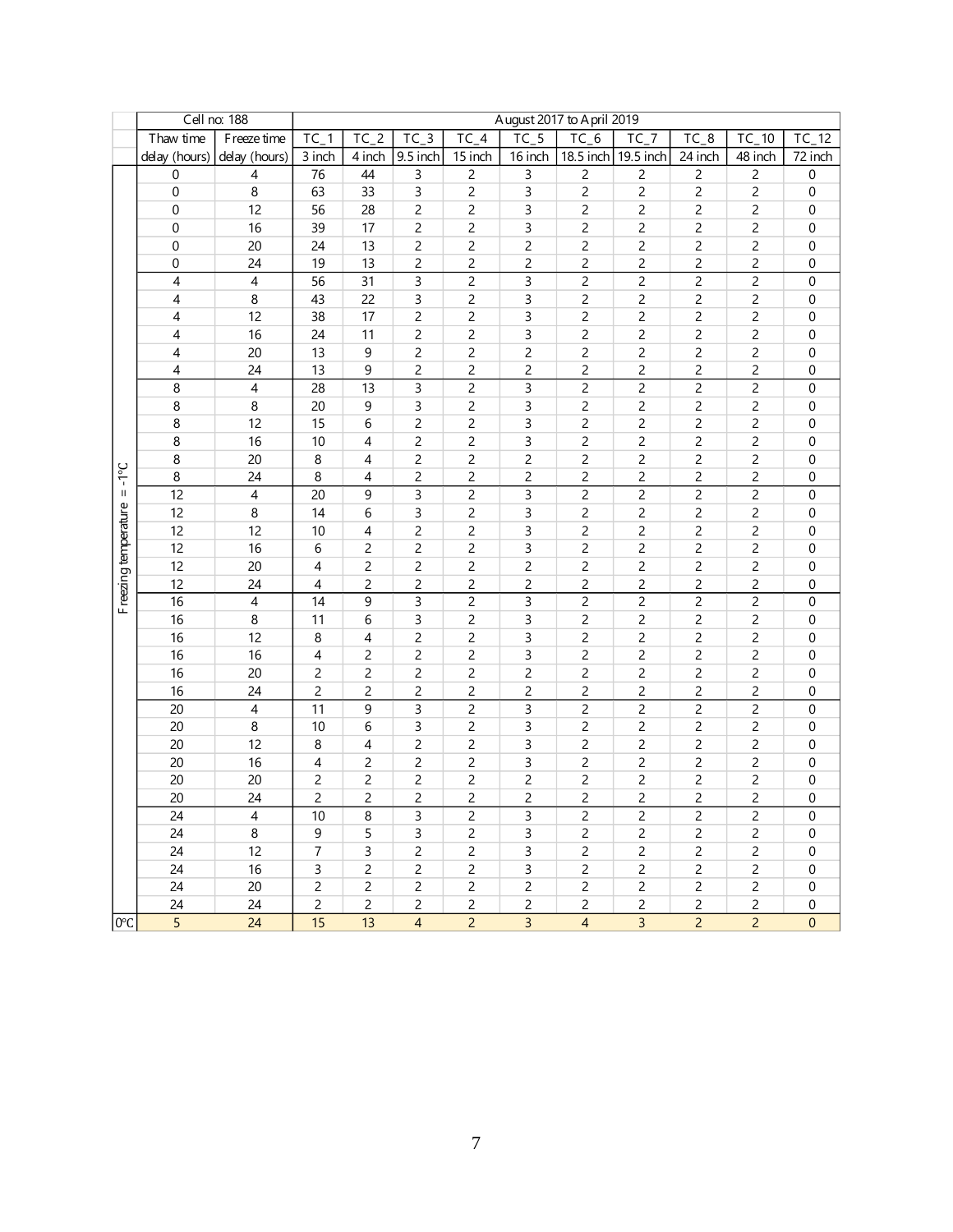| | Cell no: 188 | | August 2017 to April 2019 | | | | | | | | | |
|---|---|---|---|---|---|---|---|---|---|---|---|---|
| | Thaw time delay (hours) | Freeze time delay (hours) | TC_1 3 inch | TC_2 4 inch | TC_3 9.5 inch | TC_4 15 inch | TC_5 16 inch | TC_6 18.5 inch | TC_7 19.5 inch | TC_8 24 inch | TC_10 48 inch | TC_12 72 inch |
| Freezing temperature = -1°C | 0 | 4 | 76 | 44 | 3 | 2 | 3 | 2 | 2 | 2 | 2 | 0 |
| | 0 | 8 | 63 | 33 | 3 | 2 | 3 | 2 | 2 | 2 | 2 | 0 |
| | 0 | 12 | 56 | 28 | 2 | 2 | 3 | 2 | 2 | 2 | 2 | 0 |
| | 0 | 16 | 39 | 17 | 2 | 2 | 3 | 2 | 2 | 2 | 2 | 0 |
| | 0 | 20 | 24 | 13 | 2 | 2 | 2 | 2 | 2 | 2 | 2 | 0 |
| | 0 | 24 | 19 | 13 | 2 | 2 | 2 | 2 | 2 | 2 | 2 | 0 |
| | 4 | 4 | 56 | 31 | 3 | 2 | 3 | 2 | 2 | 2 | 2 | 0 |
| | 4 | 8 | 43 | 22 | 3 | 2 | 3 | 2 | 2 | 2 | 2 | 0 |
| | 4 | 12 | 38 | 17 | 2 | 2 | 3 | 2 | 2 | 2 | 2 | 0 |
| | 4 | 16 | 24 | 11 | 2 | 2 | 3 | 2 | 2 | 2 | 2 | 0 |
| | 4 | 20 | 13 | 9 | 2 | 2 | 2 | 2 | 2 | 2 | 2 | 0 |
| | 4 | 24 | 13 | 9 | 2 | 2 | 2 | 2 | 2 | 2 | 2 | 0 |
| | 8 | 4 | 28 | 13 | 3 | 2 | 3 | 2 | 2 | 2 | 2 | 0 |
| | 8 | 8 | 20 | 9 | 3 | 2 | 3 | 2 | 2 | 2 | 2 | 0 |
| | 8 | 12 | 15 | 6 | 2 | 2 | 3 | 2 | 2 | 2 | 2 | 0 |
| | 8 | 16 | 10 | 4 | 2 | 2 | 3 | 2 | 2 | 2 | 2 | 0 |
| | 8 | 20 | 8 | 4 | 2 | 2 | 2 | 2 | 2 | 2 | 2 | 0 |
| | 8 | 24 | 8 | 4 | 2 | 2 | 2 | 2 | 2 | 2 | 2 | 0 |
| | 12 | 4 | 20 | 9 | 3 | 2 | 3 | 2 | 2 | 2 | 2 | 0 |
| | 12 | 8 | 14 | 6 | 3 | 2 | 3 | 2 | 2 | 2 | 2 | 0 |
| | 12 | 12 | 10 | 4 | 2 | 2 | 3 | 2 | 2 | 2 | 2 | 0 |
| | 12 | 16 | 6 | 2 | 2 | 2 | 3 | 2 | 2 | 2 | 2 | 0 |
| | 12 | 20 | 4 | 2 | 2 | 2 | 2 | 2 | 2 | 2 | 2 | 0 |
| | 12 | 24 | 4 | 2 | 2 | 2 | 2 | 2 | 2 | 2 | 2 | 0 |
| | 16 | 4 | 14 | 9 | 3 | 2 | 3 | 2 | 2 | 2 | 2 | 0 |
| | 16 | 8 | 11 | 6 | 3 | 2 | 3 | 2 | 2 | 2 | 2 | 0 |
| | 16 | 12 | 8 | 4 | 2 | 2 | 3 | 2 | 2 | 2 | 2 | 0 |
| | 16 | 16 | 4 | 2 | 2 | 2 | 3 | 2 | 2 | 2 | 2 | 0 |
| | 16 | 20 | 2 | 2 | 2 | 2 | 2 | 2 | 2 | 2 | 2 | 0 |
| | 16 | 24 | 2 | 2 | 2 | 2 | 2 | 2 | 2 | 2 | 2 | 0 |
| | 20 | 4 | 11 | 9 | 3 | 2 | 3 | 2 | 2 | 2 | 2 | 0 |
| | 20 | 8 | 10 | 6 | 3 | 2 | 3 | 2 | 2 | 2 | 2 | 0 |
| | 20 | 12 | 8 | 4 | 2 | 2 | 3 | 2 | 2 | 2 | 2 | 0 |
| | 20 | 16 | 4 | 2 | 2 | 2 | 3 | 2 | 2 | 2 | 2 | 0 |
| | 20 | 20 | 2 | 2 | 2 | 2 | 2 | 2 | 2 | 2 | 2 | 0 |
| | 20 | 24 | 2 | 2 | 2 | 2 | 2 | 2 | 2 | 2 | 2 | 0 |
| | 24 | 4 | 10 | 8 | 3 | 2 | 3 | 2 | 2 | 2 | 2 | 0 |
| | 24 | 8 | 9 | 5 | 3 | 2 | 3 | 2 | 2 | 2 | 2 | 0 |
| | 24 | 12 | 7 | 3 | 2 | 2 | 3 | 2 | 2 | 2 | 2 | 0 |
| | 24 | 16 | 3 | 2 | 2 | 2 | 3 | 2 | 2 | 2 | 2 | 0 |
| | 24 | 20 | 2 | 2 | 2 | 2 | 2 | 2 | 2 | 2 | 2 | 0 |
| | 24 | 24 | 2 | 2 | 2 | 2 | 2 | 2 | 2 | 2 | 2 | 0 |
| 0°C | 5 | 24 | 15 | 13 | 4 | 2 | 3 | 4 | 3 | 2 | 2 | 0 |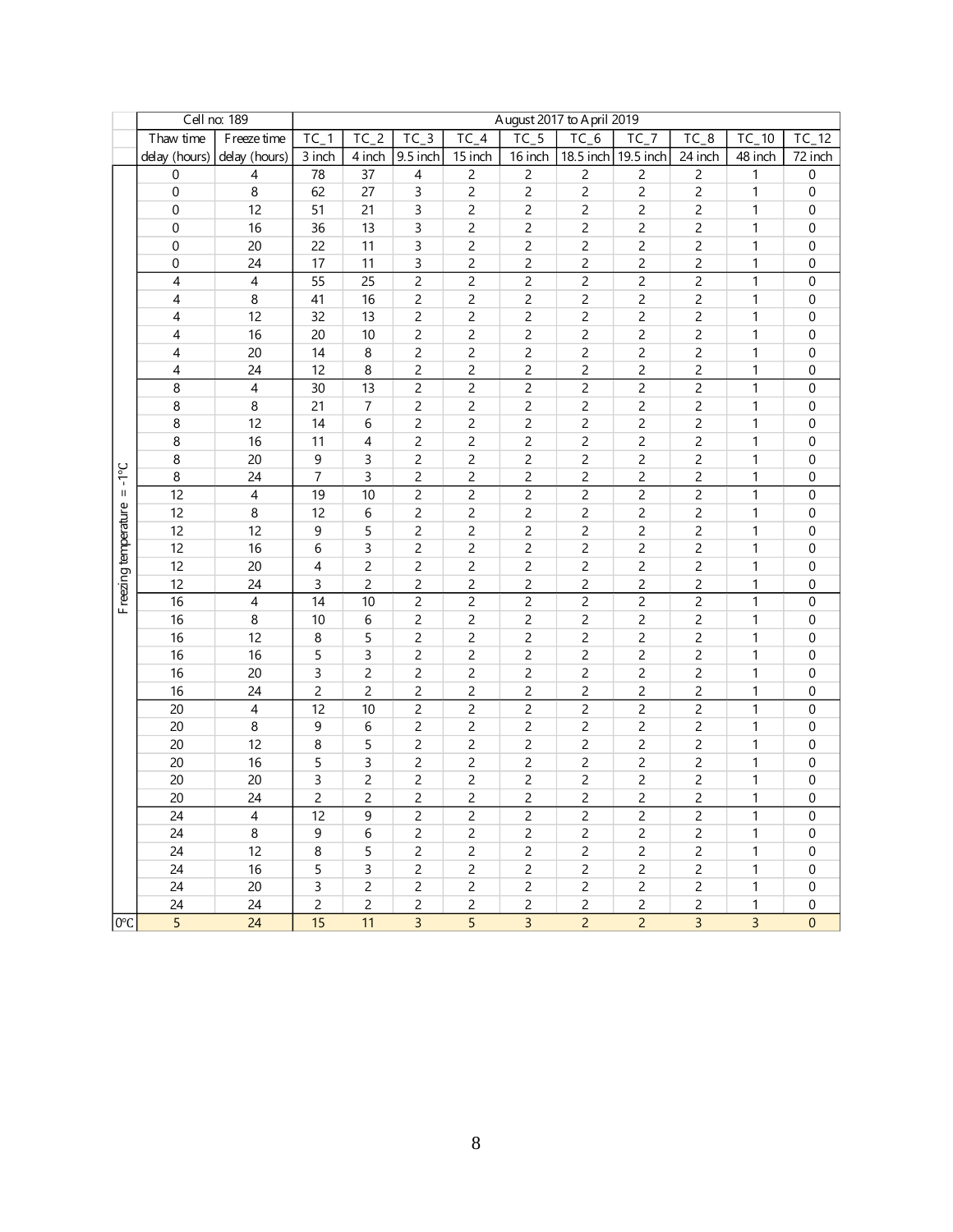|  | Cell no: 189 |  | August 2017 to April 2019 |  |  |  |  |  |  |  |  |  |
|---|---|---|---|---|---|---|---|---|---|---|---|---|
|  | Thaw time delay (hours) | Freeze time delay (hours) | TC_1 3 inch | TC_2 4 inch | TC_3 9.5 inch | TC_4 15 inch | TC_5 16 inch | TC_6 18.5 inch | TC_7 19.5 inch | TC_8 24 inch | TC_10 48 inch | TC_12 72 inch |
| Freezing temperature = -1°C | 0 | 4 | 78 | 37 | 4 | 2 | 2 | 2 | 2 | 2 | 1 | 0 |
|  | 0 | 8 | 62 | 27 | 3 | 2 | 2 | 2 | 2 | 2 | 1 | 0 |
|  | 0 | 12 | 51 | 21 | 3 | 2 | 2 | 2 | 2 | 2 | 1 | 0 |
|  | 0 | 16 | 36 | 13 | 3 | 2 | 2 | 2 | 2 | 2 | 1 | 0 |
|  | 0 | 20 | 22 | 11 | 3 | 2 | 2 | 2 | 2 | 2 | 1 | 0 |
|  | 0 | 24 | 17 | 11 | 3 | 2 | 2 | 2 | 2 | 2 | 1 | 0 |
|  | 4 | 4 | 55 | 25 | 2 | 2 | 2 | 2 | 2 | 2 | 1 | 0 |
|  | 4 | 8 | 41 | 16 | 2 | 2 | 2 | 2 | 2 | 2 | 1 | 0 |
|  | 4 | 12 | 32 | 13 | 2 | 2 | 2 | 2 | 2 | 2 | 1 | 0 |
|  | 4 | 16 | 20 | 10 | 2 | 2 | 2 | 2 | 2 | 2 | 1 | 0 |
|  | 4 | 20 | 14 | 8 | 2 | 2 | 2 | 2 | 2 | 2 | 1 | 0 |
|  | 4 | 24 | 12 | 8 | 2 | 2 | 2 | 2 | 2 | 2 | 1 | 0 |
|  | 8 | 4 | 30 | 13 | 2 | 2 | 2 | 2 | 2 | 2 | 1 | 0 |
|  | 8 | 8 | 21 | 7 | 2 | 2 | 2 | 2 | 2 | 2 | 1 | 0 |
|  | 8 | 12 | 14 | 6 | 2 | 2 | 2 | 2 | 2 | 2 | 1 | 0 |
|  | 8 | 16 | 11 | 4 | 2 | 2 | 2 | 2 | 2 | 2 | 1 | 0 |
|  | 8 | 20 | 9 | 3 | 2 | 2 | 2 | 2 | 2 | 2 | 1 | 0 |
|  | 8 | 24 | 7 | 3 | 2 | 2 | 2 | 2 | 2 | 2 | 1 | 0 |
|  | 12 | 4 | 19 | 10 | 2 | 2 | 2 | 2 | 2 | 2 | 1 | 0 |
|  | 12 | 8 | 12 | 6 | 2 | 2 | 2 | 2 | 2 | 2 | 1 | 0 |
|  | 12 | 12 | 9 | 5 | 2 | 2 | 2 | 2 | 2 | 2 | 1 | 0 |
|  | 12 | 16 | 6 | 3 | 2 | 2 | 2 | 2 | 2 | 2 | 1 | 0 |
|  | 12 | 20 | 4 | 2 | 2 | 2 | 2 | 2 | 2 | 2 | 1 | 0 |
|  | 12 | 24 | 3 | 2 | 2 | 2 | 2 | 2 | 2 | 2 | 1 | 0 |
|  | 16 | 4 | 14 | 10 | 2 | 2 | 2 | 2 | 2 | 2 | 1 | 0 |
|  | 16 | 8 | 10 | 6 | 2 | 2 | 2 | 2 | 2 | 2 | 1 | 0 |
|  | 16 | 12 | 8 | 5 | 2 | 2 | 2 | 2 | 2 | 2 | 1 | 0 |
|  | 16 | 16 | 5 | 3 | 2 | 2 | 2 | 2 | 2 | 2 | 1 | 0 |
|  | 16 | 20 | 3 | 2 | 2 | 2 | 2 | 2 | 2 | 2 | 1 | 0 |
|  | 16 | 24 | 2 | 2 | 2 | 2 | 2 | 2 | 2 | 2 | 1 | 0 |
|  | 20 | 4 | 12 | 10 | 2 | 2 | 2 | 2 | 2 | 2 | 1 | 0 |
|  | 20 | 8 | 9 | 6 | 2 | 2 | 2 | 2 | 2 | 2 | 1 | 0 |
|  | 20 | 12 | 8 | 5 | 2 | 2 | 2 | 2 | 2 | 2 | 1 | 0 |
|  | 20 | 16 | 5 | 3 | 2 | 2 | 2 | 2 | 2 | 2 | 1 | 0 |
|  | 20 | 20 | 3 | 2 | 2 | 2 | 2 | 2 | 2 | 2 | 1 | 0 |
|  | 20 | 24 | 2 | 2 | 2 | 2 | 2 | 2 | 2 | 2 | 1 | 0 |
|  | 24 | 4 | 12 | 9 | 2 | 2 | 2 | 2 | 2 | 2 | 1 | 0 |
|  | 24 | 8 | 9 | 6 | 2 | 2 | 2 | 2 | 2 | 2 | 1 | 0 |
|  | 24 | 12 | 8 | 5 | 2 | 2 | 2 | 2 | 2 | 2 | 1 | 0 |
|  | 24 | 16 | 5 | 3 | 2 | 2 | 2 | 2 | 2 | 2 | 1 | 0 |
|  | 24 | 20 | 3 | 2 | 2 | 2 | 2 | 2 | 2 | 2 | 1 | 0 |
|  | 24 | 24 | 2 | 2 | 2 | 2 | 2 | 2 | 2 | 2 | 1 | 0 |
| 0°C | 5 | 24 | 15 | 11 | 3 | 5 | 3 | 2 | 2 | 3 | 3 | 0 |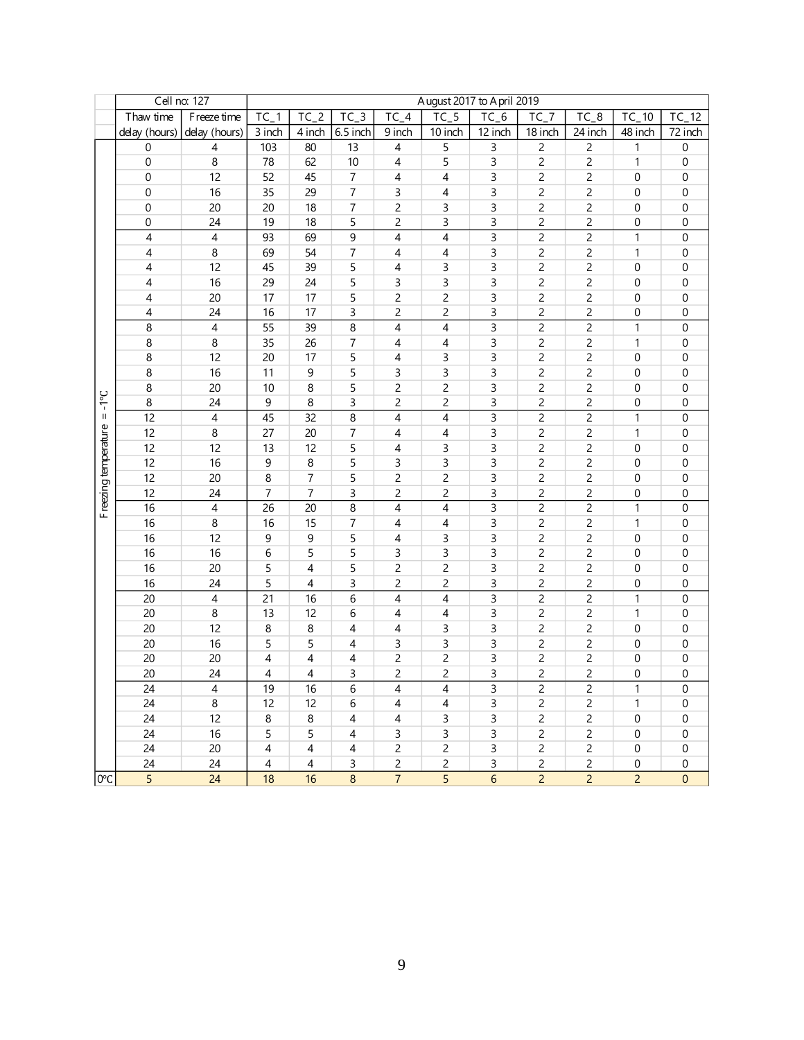| | Cell no: 127 | | August 2017 to April 2019 | | | | | | | | | |
|---|---|---|---|---|---|---|---|---|---|---|---|---|
| | Thaw time | Freeze time | TC_1 | TC_2 | TC_3 | TC_4 | TC_5 | TC_6 | TC_7 | TC_8 | TC_10 | TC_12 |
| | delay (hours) | delay (hours) | 3 inch | 4 inch | 6.5 inch | 9 inch | 10 inch | 12 inch | 18 inch | 24 inch | 48 inch | 72 inch |
| Freezing temperature = -1°C | 0 | 4 | 103 | 80 | 13 | 4 | 5 | 3 | 2 | 2 | 1 | 0 |
| | 0 | 8 | 78 | 62 | 10 | 4 | 5 | 3 | 2 | 2 | 1 | 0 |
| | 0 | 12 | 52 | 45 | 7 | 4 | 4 | 3 | 2 | 2 | 0 | 0 |
| | 0 | 16 | 35 | 29 | 7 | 3 | 4 | 3 | 2 | 2 | 0 | 0 |
| | 0 | 20 | 20 | 18 | 7 | 2 | 3 | 3 | 2 | 2 | 0 | 0 |
| | 0 | 24 | 19 | 18 | 5 | 2 | 3 | 3 | 2 | 2 | 0 | 0 |
| | 4 | 4 | 93 | 69 | 9 | 4 | 4 | 3 | 2 | 2 | 1 | 0 |
| | 4 | 8 | 69 | 54 | 7 | 4 | 4 | 3 | 2 | 2 | 1 | 0 |
| | 4 | 12 | 45 | 39 | 5 | 4 | 3 | 3 | 2 | 2 | 0 | 0 |
| | 4 | 16 | 29 | 24 | 5 | 3 | 3 | 3 | 2 | 2 | 0 | 0 |
| | 4 | 20 | 17 | 17 | 5 | 2 | 2 | 3 | 2 | 2 | 0 | 0 |
| | 4 | 24 | 16 | 17 | 3 | 2 | 2 | 3 | 2 | 2 | 0 | 0 |
| | 8 | 4 | 55 | 39 | 8 | 4 | 4 | 3 | 2 | 2 | 1 | 0 |
| | 8 | 8 | 35 | 26 | 7 | 4 | 4 | 3 | 2 | 2 | 1 | 0 |
| | 8 | 12 | 20 | 17 | 5 | 4 | 3 | 3 | 2 | 2 | 0 | 0 |
| | 8 | 16 | 11 | 9 | 5 | 3 | 3 | 3 | 2 | 2 | 0 | 0 |
| | 8 | 20 | 10 | 8 | 5 | 2 | 2 | 3 | 2 | 2 | 0 | 0 |
| | 8 | 24 | 9 | 8 | 3 | 2 | 2 | 3 | 2 | 2 | 0 | 0 |
| | 12 | 4 | 45 | 32 | 8 | 4 | 4 | 3 | 2 | 2 | 1 | 0 |
| | 12 | 8 | 27 | 20 | 7 | 4 | 4 | 3 | 2 | 2 | 1 | 0 |
| | 12 | 12 | 13 | 12 | 5 | 4 | 3 | 3 | 2 | 2 | 0 | 0 |
| | 12 | 16 | 9 | 8 | 5 | 3 | 3 | 3 | 2 | 2 | 0 | 0 |
| | 12 | 20 | 8 | 7 | 5 | 2 | 2 | 3 | 2 | 2 | 0 | 0 |
| | 12 | 24 | 7 | 7 | 3 | 2 | 2 | 3 | 2 | 2 | 0 | 0 |
| | 16 | 4 | 26 | 20 | 8 | 4 | 4 | 3 | 2 | 2 | 1 | 0 |
| | 16 | 8 | 16 | 15 | 7 | 4 | 4 | 3 | 2 | 2 | 1 | 0 |
| | 16 | 12 | 9 | 9 | 5 | 4 | 3 | 3 | 2 | 2 | 0 | 0 |
| | 16 | 16 | 6 | 5 | 5 | 3 | 3 | 3 | 2 | 2 | 0 | 0 |
| | 16 | 20 | 5 | 4 | 5 | 2 | 2 | 3 | 2 | 2 | 0 | 0 |
| | 16 | 24 | 5 | 4 | 3 | 2 | 2 | 3 | 2 | 2 | 0 | 0 |
| | 20 | 4 | 21 | 16 | 6 | 4 | 4 | 3 | 2 | 2 | 1 | 0 |
| | 20 | 8 | 13 | 12 | 6 | 4 | 4 | 3 | 2 | 2 | 1 | 0 |
| | 20 | 12 | 8 | 8 | 4 | 4 | 3 | 3 | 2 | 2 | 0 | 0 |
| | 20 | 16 | 5 | 5 | 4 | 3 | 3 | 3 | 2 | 2 | 0 | 0 |
| | 20 | 20 | 4 | 4 | 4 | 2 | 2 | 3 | 2 | 2 | 0 | 0 |
| | 20 | 24 | 4 | 4 | 3 | 2 | 2 | 3 | 2 | 2 | 0 | 0 |
| | 24 | 4 | 19 | 16 | 6 | 4 | 4 | 3 | 2 | 2 | 1 | 0 |
| | 24 | 8 | 12 | 12 | 6 | 4 | 4 | 3 | 2 | 2 | 1 | 0 |
| | 24 | 12 | 8 | 8 | 4 | 4 | 3 | 3 | 2 | 2 | 0 | 0 |
| | 24 | 16 | 5 | 5 | 4 | 3 | 3 | 3 | 2 | 2 | 0 | 0 |
| | 24 | 20 | 4 | 4 | 4 | 2 | 2 | 3 | 2 | 2 | 0 | 0 |
| | 24 | 24 | 4 | 4 | 3 | 2 | 2 | 3 | 2 | 2 | 0 | 0 |
| 0°C | 5 | 24 | 18 | 16 | 8 | 7 | 5 | 6 | 2 | 2 | 2 | 0 |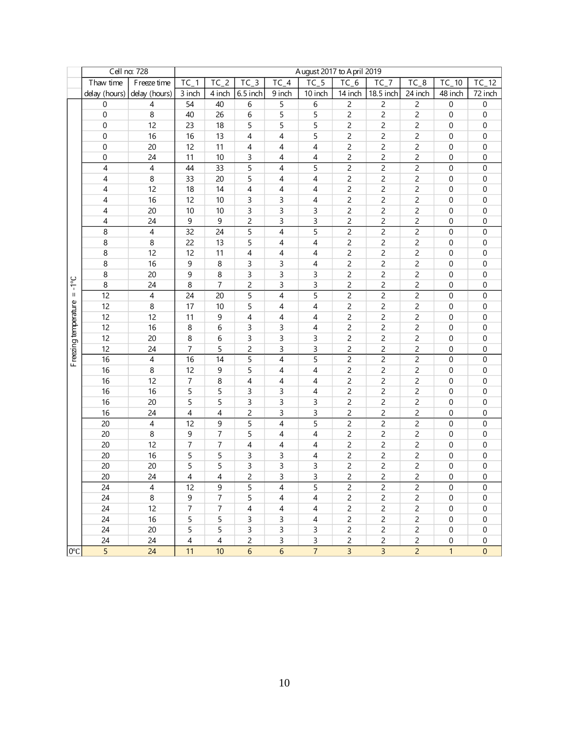| | Cell no: 728 | | August 2017 to April 2019 | | | | | | | | | |
|---|---|---|---|---|---|---|---|---|---|---|---|---|
| | Thaw time delay (hours) | Freeze time delay (hours) | TC_1 3 inch | TC_2 4 inch | TC_3 6.5 inch | TC_4 9 inch | TC_5 10 inch | TC_6 14 inch | TC_7 18.5 inch | TC_8 24 inch | TC_10 48 inch | TC_12 72 inch |
| Freezing temperature = -1°C | 0 | 4 | 54 | 40 | 6 | 5 | 6 | 2 | 2 | 2 | 0 | 0 |
| | 0 | 8 | 40 | 26 | 6 | 5 | 5 | 2 | 2 | 2 | 0 | 0 |
| | 0 | 12 | 23 | 18 | 5 | 5 | 5 | 2 | 2 | 2 | 0 | 0 |
| | 0 | 16 | 16 | 13 | 4 | 4 | 5 | 2 | 2 | 2 | 0 | 0 |
| | 0 | 20 | 12 | 11 | 4 | 4 | 4 | 2 | 2 | 2 | 0 | 0 |
| | 0 | 24 | 11 | 10 | 3 | 4 | 4 | 2 | 2 | 2 | 0 | 0 |
| | 4 | 4 | 44 | 33 | 5 | 4 | 5 | 2 | 2 | 2 | 0 | 0 |
| | 4 | 8 | 33 | 20 | 5 | 4 | 4 | 2 | 2 | 2 | 0 | 0 |
| | 4 | 12 | 18 | 14 | 4 | 4 | 4 | 2 | 2 | 2 | 0 | 0 |
| | 4 | 16 | 12 | 10 | 3 | 3 | 4 | 2 | 2 | 2 | 0 | 0 |
| | 4 | 20 | 10 | 10 | 3 | 3 | 3 | 2 | 2 | 2 | 0 | 0 |
| | 4 | 24 | 9 | 9 | 2 | 3 | 3 | 2 | 2 | 2 | 0 | 0 |
| | 8 | 4 | 32 | 24 | 5 | 4 | 5 | 2 | 2 | 2 | 0 | 0 |
| | 8 | 8 | 22 | 13 | 5 | 4 | 4 | 2 | 2 | 2 | 0 | 0 |
| | 8 | 12 | 12 | 11 | 4 | 4 | 4 | 2 | 2 | 2 | 0 | 0 |
| | 8 | 16 | 9 | 8 | 3 | 3 | 4 | 2 | 2 | 2 | 0 | 0 |
| | 8 | 20 | 9 | 8 | 3 | 3 | 3 | 2 | 2 | 2 | 0 | 0 |
| | 8 | 24 | 8 | 7 | 2 | 3 | 3 | 2 | 2 | 2 | 0 | 0 |
| | 12 | 4 | 24 | 20 | 5 | 4 | 5 | 2 | 2 | 2 | 0 | 0 |
| | 12 | 8 | 17 | 10 | 5 | 4 | 4 | 2 | 2 | 2 | 0 | 0 |
| | 12 | 12 | 11 | 9 | 4 | 4 | 4 | 2 | 2 | 2 | 0 | 0 |
| | 12 | 16 | 8 | 6 | 3 | 3 | 4 | 2 | 2 | 2 | 0 | 0 |
| | 12 | 20 | 8 | 6 | 3 | 3 | 3 | 2 | 2 | 2 | 0 | 0 |
| | 12 | 24 | 7 | 5 | 2 | 3 | 3 | 2 | 2 | 2 | 0 | 0 |
| | 16 | 4 | 16 | 14 | 5 | 4 | 5 | 2 | 2 | 2 | 0 | 0 |
| | 16 | 8 | 12 | 9 | 5 | 4 | 4 | 2 | 2 | 2 | 0 | 0 |
| | 16 | 12 | 7 | 8 | 4 | 4 | 4 | 2 | 2 | 2 | 0 | 0 |
| | 16 | 16 | 5 | 5 | 3 | 3 | 4 | 2 | 2 | 2 | 0 | 0 |
| | 16 | 20 | 5 | 5 | 3 | 3 | 3 | 2 | 2 | 2 | 0 | 0 |
| | 16 | 24 | 4 | 4 | 2 | 3 | 3 | 2 | 2 | 2 | 0 | 0 |
| | 20 | 4 | 12 | 9 | 5 | 4 | 5 | 2 | 2 | 2 | 0 | 0 |
| | 20 | 8 | 9 | 7 | 5 | 4 | 4 | 2 | 2 | 2 | 0 | 0 |
| | 20 | 12 | 7 | 7 | 4 | 4 | 4 | 2 | 2 | 2 | 0 | 0 |
| | 20 | 16 | 5 | 5 | 3 | 3 | 4 | 2 | 2 | 2 | 0 | 0 |
| | 20 | 20 | 5 | 5 | 3 | 3 | 3 | 2 | 2 | 2 | 0 | 0 |
| | 20 | 24 | 4 | 4 | 2 | 3 | 3 | 2 | 2 | 2 | 0 | 0 |
| | 24 | 4 | 12 | 9 | 5 | 4 | 5 | 2 | 2 | 2 | 0 | 0 |
| | 24 | 8 | 9 | 7 | 5 | 4 | 4 | 2 | 2 | 2 | 0 | 0 |
| | 24 | 12 | 7 | 7 | 4 | 4 | 4 | 2 | 2 | 2 | 0 | 0 |
| | 24 | 16 | 5 | 5 | 3 | 3 | 4 | 2 | 2 | 2 | 0 | 0 |
| | 24 | 20 | 5 | 5 | 3 | 3 | 3 | 2 | 2 | 2 | 0 | 0 |
| | 24 | 24 | 4 | 4 | 2 | 3 | 3 | 2 | 2 | 2 | 0 | 0 |
| 0°C | 5 | 24 | 11 | 10 | 6 | 6 | 7 | 3 | 3 | 2 | 1 | 0 |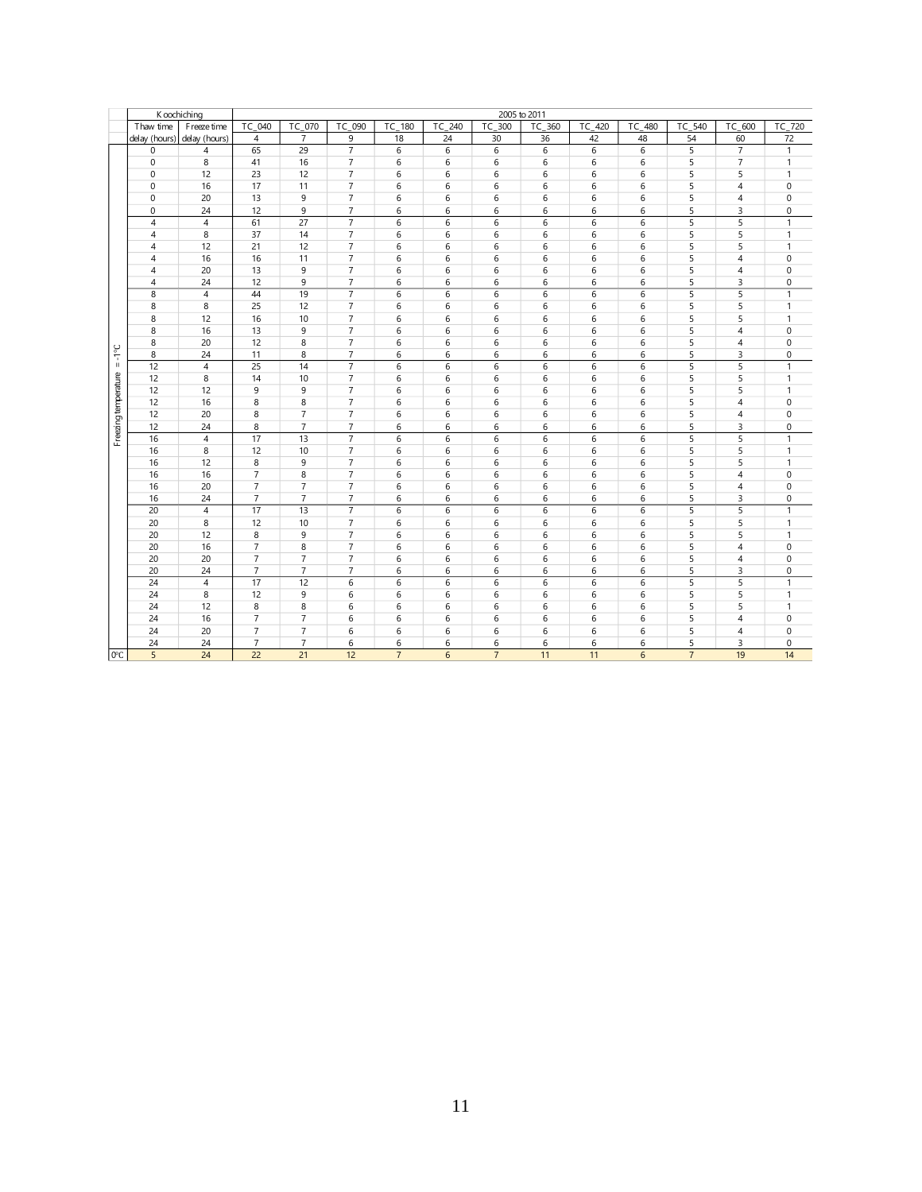|  | Koochiching |  | 2005 to 2011 |  |  |  |  |  |  |  |  |  |  |  |
|---|---|---|---|---|---|---|---|---|---|---|---|---|---|---|
|  | Thaw time | Freeze time | TC_040 | TC_070 | TC_090 | TC_180 | TC_240 | TC_300 | TC_360 | TC_420 | TC_480 | TC_540 | TC_600 | TC_720 |
|  | delay (hours) | delay (hours) | 4 | 7 | 9 | 18 | 24 | 30 | 36 | 42 | 48 | 54 | 60 | 72 |
| Freezing temperature = -1°C | 0 | 4 | 65 | 29 | 7 | 6 | 6 | 6 | 6 | 6 | 6 | 5 | 7 | 1 |
|  | 0 | 8 | 41 | 16 | 7 | 6 | 6 | 6 | 6 | 6 | 6 | 5 | 7 | 1 |
|  | 0 | 12 | 23 | 12 | 7 | 6 | 6 | 6 | 6 | 6 | 6 | 5 | 5 | 1 |
|  | 0 | 16 | 17 | 11 | 7 | 6 | 6 | 6 | 6 | 6 | 6 | 5 | 4 | 0 |
|  | 0 | 20 | 13 | 9 | 7 | 6 | 6 | 6 | 6 | 6 | 6 | 5 | 4 | 0 |
|  | 0 | 24 | 12 | 9 | 7 | 6 | 6 | 6 | 6 | 6 | 6 | 5 | 3 | 0 |
|  | 4 | 4 | 61 | 27 | 7 | 6 | 6 | 6 | 6 | 6 | 6 | 5 | 5 | 1 |
|  | 4 | 8 | 37 | 14 | 7 | 6 | 6 | 6 | 6 | 6 | 6 | 5 | 5 | 1 |
|  | 4 | 12 | 21 | 12 | 7 | 6 | 6 | 6 | 6 | 6 | 6 | 5 | 5 | 1 |
|  | 4 | 16 | 16 | 11 | 7 | 6 | 6 | 6 | 6 | 6 | 6 | 5 | 4 | 0 |
|  | 4 | 20 | 13 | 9 | 7 | 6 | 6 | 6 | 6 | 6 | 6 | 5 | 4 | 0 |
|  | 4 | 24 | 12 | 9 | 7 | 6 | 6 | 6 | 6 | 6 | 6 | 5 | 3 | 0 |
|  | 8 | 4 | 44 | 19 | 7 | 6 | 6 | 6 | 6 | 6 | 6 | 5 | 5 | 1 |
|  | 8 | 8 | 25 | 12 | 7 | 6 | 6 | 6 | 6 | 6 | 6 | 5 | 5 | 1 |
|  | 8 | 12 | 16 | 10 | 7 | 6 | 6 | 6 | 6 | 6 | 6 | 5 | 5 | 1 |
|  | 8 | 16 | 13 | 9 | 7 | 6 | 6 | 6 | 6 | 6 | 6 | 5 | 4 | 0 |
|  | 8 | 20 | 12 | 8 | 7 | 6 | 6 | 6 | 6 | 6 | 6 | 5 | 4 | 0 |
|  | 8 | 24 | 11 | 8 | 7 | 6 | 6 | 6 | 6 | 6 | 6 | 5 | 3 | 0 |
|  | 12 | 4 | 25 | 14 | 7 | 6 | 6 | 6 | 6 | 6 | 6 | 5 | 5 | 1 |
|  | 12 | 8 | 14 | 10 | 7 | 6 | 6 | 6 | 6 | 6 | 6 | 5 | 5 | 1 |
|  | 12 | 12 | 9 | 9 | 7 | 6 | 6 | 6 | 6 | 6 | 6 | 5 | 5 | 1 |
|  | 12 | 16 | 8 | 8 | 7 | 6 | 6 | 6 | 6 | 6 | 6 | 5 | 4 | 0 |
|  | 12 | 20 | 8 | 7 | 7 | 6 | 6 | 6 | 6 | 6 | 6 | 5 | 4 | 0 |
|  | 12 | 24 | 8 | 7 | 7 | 6 | 6 | 6 | 6 | 6 | 6 | 5 | 3 | 0 |
|  | 16 | 4 | 17 | 13 | 7 | 6 | 6 | 6 | 6 | 6 | 6 | 5 | 5 | 1 |
|  | 16 | 8 | 12 | 10 | 7 | 6 | 6 | 6 | 6 | 6 | 6 | 5 | 5 | 1 |
|  | 16 | 12 | 8 | 9 | 7 | 6 | 6 | 6 | 6 | 6 | 6 | 5 | 5 | 1 |
|  | 16 | 16 | 7 | 8 | 7 | 6 | 6 | 6 | 6 | 6 | 6 | 5 | 4 | 0 |
|  | 16 | 20 | 7 | 7 | 7 | 6 | 6 | 6 | 6 | 6 | 6 | 5 | 4 | 0 |
|  | 16 | 24 | 7 | 7 | 7 | 6 | 6 | 6 | 6 | 6 | 6 | 5 | 3 | 0 |
|  | 20 | 4 | 17 | 13 | 7 | 6 | 6 | 6 | 6 | 6 | 6 | 5 | 5 | 1 |
|  | 20 | 8 | 12 | 10 | 7 | 6 | 6 | 6 | 6 | 6 | 6 | 5 | 5 | 1 |
|  | 20 | 12 | 8 | 9 | 7 | 6 | 6 | 6 | 6 | 6 | 6 | 5 | 5 | 1 |
|  | 20 | 16 | 7 | 8 | 7 | 6 | 6 | 6 | 6 | 6 | 6 | 5 | 4 | 0 |
|  | 20 | 20 | 7 | 7 | 7 | 6 | 6 | 6 | 6 | 6 | 6 | 5 | 4 | 0 |
|  | 20 | 24 | 7 | 7 | 7 | 6 | 6 | 6 | 6 | 6 | 6 | 5 | 3 | 0 |
|  | 24 | 4 | 17 | 12 | 6 | 6 | 6 | 6 | 6 | 6 | 6 | 5 | 5 | 1 |
|  | 24 | 8 | 12 | 9 | 6 | 6 | 6 | 6 | 6 | 6 | 6 | 5 | 5 | 1 |
|  | 24 | 12 | 8 | 8 | 6 | 6 | 6 | 6 | 6 | 6 | 6 | 5 | 5 | 1 |
|  | 24 | 16 | 7 | 7 | 6 | 6 | 6 | 6 | 6 | 6 | 6 | 5 | 4 | 0 |
|  | 24 | 20 | 7 | 7 | 6 | 6 | 6 | 6 | 6 | 6 | 6 | 5 | 4 | 0 |
|  | 24 | 24 | 7 | 7 | 6 | 6 | 6 | 6 | 6 | 6 | 6 | 5 | 3 | 0 |
| 0°C | 5 | 24 | 22 | 21 | 12 | 7 | 6 | 7 | 11 | 11 | 6 | 7 | 19 | 14 |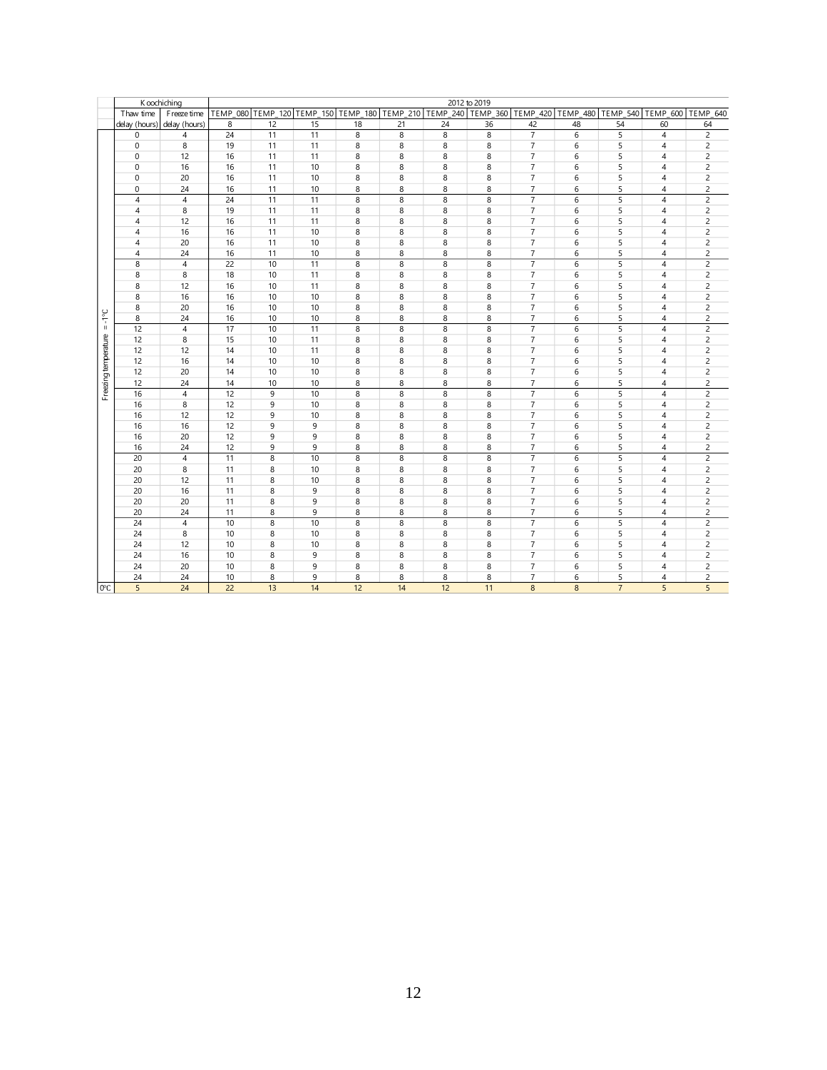| | Koochiching | | 2012 to 2019 | | | | | | | | | | | |
|---|---|---|---|---|---|---|---|---|---|---|---|---|---|---|
| | Thaw time delay (hours) | Freeze time delay (hours) | TEMP_080 | TEMP_120 | TEMP_150 | TEMP_180 | TEMP_210 | TEMP_240 | TEMP_360 | TEMP_420 | TEMP_480 | TEMP_540 | TEMP_600 | TEMP_640 |
| | | | 8 | 12 | 15 | 18 | 21 | 24 | 36 | 42 | 48 | 54 | 60 | 64 |
| Freezing temperature = -1°C | 0 | 4 | 24 | 11 | 11 | 8 | 8 | 8 | 8 | 7 | 6 | 5 | 4 | 2 |
| | 0 | 8 | 19 | 11 | 11 | 8 | 8 | 8 | 8 | 7 | 6 | 5 | 4 | 2 |
| | 0 | 12 | 16 | 11 | 11 | 8 | 8 | 8 | 8 | 7 | 6 | 5 | 4 | 2 |
| | 0 | 16 | 16 | 11 | 10 | 8 | 8 | 8 | 8 | 7 | 6 | 5 | 4 | 2 |
| | 0 | 20 | 16 | 11 | 10 | 8 | 8 | 8 | 8 | 7 | 6 | 5 | 4 | 2 |
| | 0 | 24 | 16 | 11 | 10 | 8 | 8 | 8 | 8 | 7 | 6 | 5 | 4 | 2 |
| | 4 | 4 | 24 | 11 | 11 | 8 | 8 | 8 | 8 | 7 | 6 | 5 | 4 | 2 |
| | 4 | 8 | 19 | 11 | 11 | 8 | 8 | 8 | 8 | 7 | 6 | 5 | 4 | 2 |
| | 4 | 12 | 16 | 11 | 11 | 8 | 8 | 8 | 8 | 7 | 6 | 5 | 4 | 2 |
| | 4 | 16 | 16 | 11 | 10 | 8 | 8 | 8 | 8 | 7 | 6 | 5 | 4 | 2 |
| | 4 | 20 | 16 | 11 | 10 | 8 | 8 | 8 | 8 | 7 | 6 | 5 | 4 | 2 |
| | 4 | 24 | 16 | 11 | 10 | 8 | 8 | 8 | 8 | 7 | 6 | 5 | 4 | 2 |
| | 8 | 4 | 22 | 10 | 11 | 8 | 8 | 8 | 8 | 7 | 6 | 5 | 4 | 2 |
| | 8 | 8 | 18 | 10 | 11 | 8 | 8 | 8 | 8 | 7 | 6 | 5 | 4 | 2 |
| | 8 | 12 | 16 | 10 | 11 | 8 | 8 | 8 | 8 | 7 | 6 | 5 | 4 | 2 |
| | 8 | 16 | 16 | 10 | 10 | 8 | 8 | 8 | 8 | 7 | 6 | 5 | 4 | 2 |
| | 8 | 20 | 16 | 10 | 10 | 8 | 8 | 8 | 8 | 7 | 6 | 5 | 4 | 2 |
| | 8 | 24 | 16 | 10 | 10 | 8 | 8 | 8 | 8 | 7 | 6 | 5 | 4 | 2 |
| | 12 | 4 | 17 | 10 | 11 | 8 | 8 | 8 | 8 | 7 | 6 | 5 | 4 | 2 |
| | 12 | 8 | 15 | 10 | 11 | 8 | 8 | 8 | 8 | 7 | 6 | 5 | 4 | 2 |
| | 12 | 12 | 14 | 10 | 11 | 8 | 8 | 8 | 8 | 7 | 6 | 5 | 4 | 2 |
| | 12 | 16 | 14 | 10 | 10 | 8 | 8 | 8 | 8 | 7 | 6 | 5 | 4 | 2 |
| | 12 | 20 | 14 | 10 | 10 | 8 | 8 | 8 | 8 | 7 | 6 | 5 | 4 | 2 |
| | 12 | 24 | 14 | 10 | 10 | 8 | 8 | 8 | 8 | 7 | 6 | 5 | 4 | 2 |
| | 16 | 4 | 12 | 9 | 10 | 8 | 8 | 8 | 8 | 7 | 6 | 5 | 4 | 2 |
| | 16 | 8 | 12 | 9 | 10 | 8 | 8 | 8 | 8 | 7 | 6 | 5 | 4 | 2 |
| | 16 | 12 | 12 | 9 | 10 | 8 | 8 | 8 | 8 | 7 | 6 | 5 | 4 | 2 |
| | 16 | 16 | 12 | 9 | 9 | 8 | 8 | 8 | 8 | 7 | 6 | 5 | 4 | 2 |
| | 16 | 20 | 12 | 9 | 9 | 8 | 8 | 8 | 8 | 7 | 6 | 5 | 4 | 2 |
| | 16 | 24 | 12 | 9 | 9 | 8 | 8 | 8 | 8 | 7 | 6 | 5 | 4 | 2 |
| | 20 | 4 | 11 | 8 | 10 | 8 | 8 | 8 | 8 | 7 | 6 | 5 | 4 | 2 |
| | 20 | 8 | 11 | 8 | 10 | 8 | 8 | 8 | 8 | 7 | 6 | 5 | 4 | 2 |
| | 20 | 12 | 11 | 8 | 10 | 8 | 8 | 8 | 8 | 7 | 6 | 5 | 4 | 2 |
| | 20 | 16 | 11 | 8 | 9 | 8 | 8 | 8 | 8 | 7 | 6 | 5 | 4 | 2 |
| | 20 | 20 | 11 | 8 | 9 | 8 | 8 | 8 | 8 | 7 | 6 | 5 | 4 | 2 |
| | 20 | 24 | 11 | 8 | 9 | 8 | 8 | 8 | 8 | 7 | 6 | 5 | 4 | 2 |
| | 24 | 4 | 10 | 8 | 10 | 8 | 8 | 8 | 8 | 7 | 6 | 5 | 4 | 2 |
| | 24 | 8 | 10 | 8 | 10 | 8 | 8 | 8 | 8 | 7 | 6 | 5 | 4 | 2 |
| | 24 | 12 | 10 | 8 | 10 | 8 | 8 | 8 | 8 | 7 | 6 | 5 | 4 | 2 |
| | 24 | 16 | 10 | 8 | 9 | 8 | 8 | 8 | 8 | 7 | 6 | 5 | 4 | 2 |
| | 24 | 20 | 10 | 8 | 9 | 8 | 8 | 8 | 8 | 7 | 6 | 5 | 4 | 2 |
| | 24 | 24 | 10 | 8 | 9 | 8 | 8 | 8 | 8 | 7 | 6 | 5 | 4 | 2 |
| 0°C | 5 | 24 | 22 | 13 | 14 | 12 | 14 | 12 | 11 | 8 | 8 | 7 | 5 | 5 |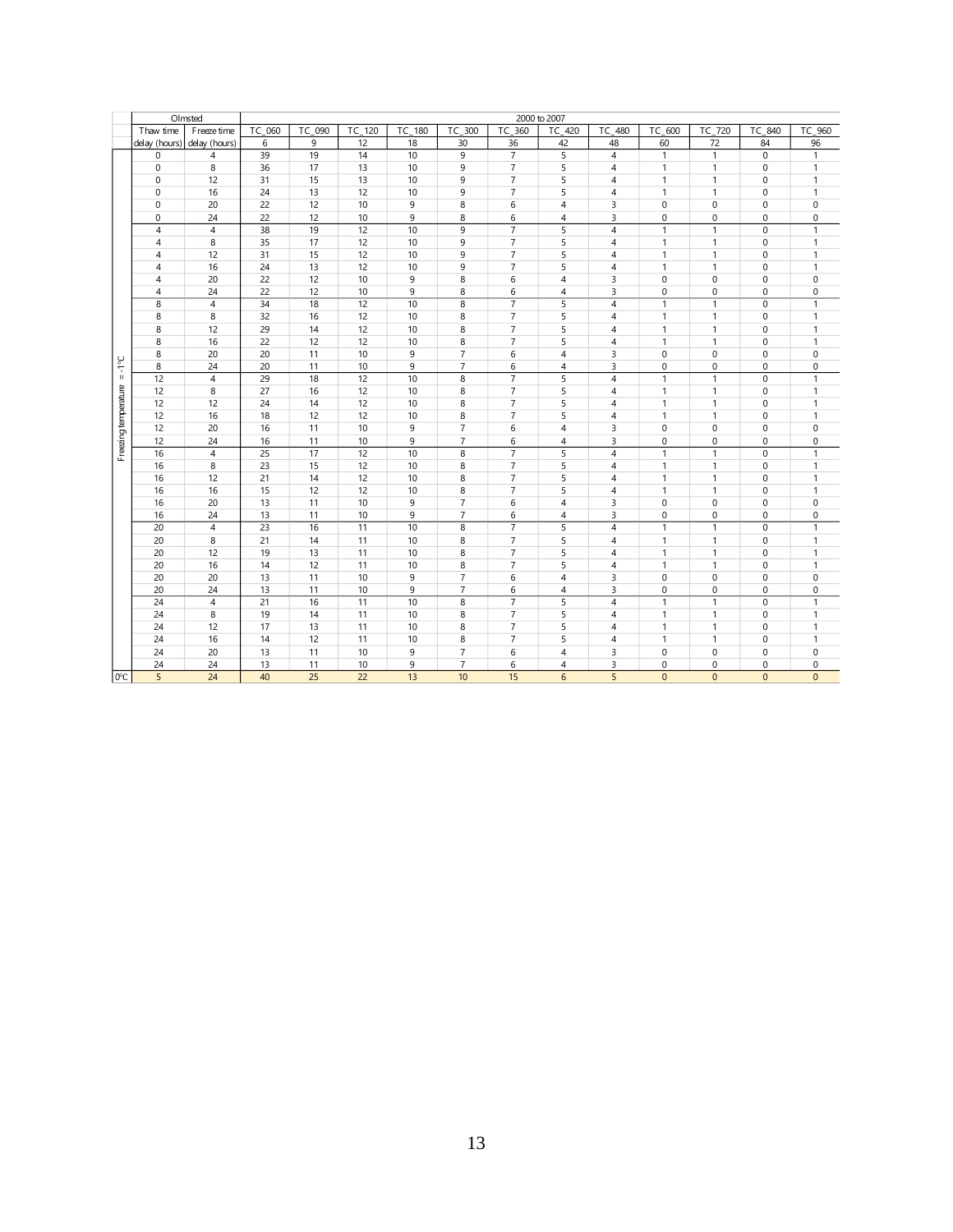| | Olmsted | | 2000 to 2007 | | | | | | | | | | | |
|---|---|---|---|---|---|---|---|---|---|---|---|---|---|---|
| | Thaw time delay (hours) | Freeze time delay (hours) | TC_060 | TC_090 | TC_120 | TC_180 | TC_300 | TC_360 | TC_420 | TC_480 | TC_600 | TC_720 | TC_840 | TC_960 |
| | | | 6 | 9 | 12 | 18 | 30 | 36 | 42 | 48 | 60 | 72 | 84 | 96 |
| Freezing temperature = -1°C | 0 | 4 | 39 | 19 | 14 | 10 | 9 | 7 | 5 | 4 | 1 | 1 | 0 | 1 |
| | 0 | 8 | 36 | 17 | 13 | 10 | 9 | 7 | 5 | 4 | 1 | 1 | 0 | 1 |
| | 0 | 12 | 31 | 15 | 13 | 10 | 9 | 7 | 5 | 4 | 1 | 1 | 0 | 1 |
| | 0 | 16 | 24 | 13 | 12 | 10 | 9 | 7 | 5 | 4 | 1 | 1 | 0 | 1 |
| | 0 | 20 | 22 | 12 | 10 | 9 | 8 | 6 | 4 | 3 | 0 | 0 | 0 | 0 |
| | 0 | 24 | 22 | 12 | 10 | 9 | 8 | 6 | 4 | 3 | 0 | 0 | 0 | 0 |
| | 4 | 4 | 38 | 19 | 12 | 10 | 9 | 7 | 5 | 4 | 1 | 1 | 0 | 1 |
| | 4 | 8 | 35 | 17 | 12 | 10 | 9 | 7 | 5 | 4 | 1 | 1 | 0 | 1 |
| | 4 | 12 | 31 | 15 | 12 | 10 | 9 | 7 | 5 | 4 | 1 | 1 | 0 | 1 |
| | 4 | 16 | 24 | 13 | 12 | 10 | 9 | 7 | 5 | 4 | 1 | 1 | 0 | 1 |
| | 4 | 20 | 22 | 12 | 10 | 9 | 8 | 6 | 4 | 3 | 0 | 0 | 0 | 0 |
| | 4 | 24 | 22 | 12 | 10 | 9 | 8 | 6 | 4 | 3 | 0 | 0 | 0 | 0 |
| | 8 | 4 | 34 | 18 | 12 | 10 | 8 | 7 | 5 | 4 | 1 | 1 | 0 | 1 |
| | 8 | 8 | 32 | 16 | 12 | 10 | 8 | 7 | 5 | 4 | 1 | 1 | 0 | 1 |
| | 8 | 12 | 29 | 14 | 12 | 10 | 8 | 7 | 5 | 4 | 1 | 1 | 0 | 1 |
| | 8 | 16 | 22 | 12 | 12 | 10 | 8 | 7 | 5 | 4 | 1 | 1 | 0 | 1 |
| | 8 | 20 | 20 | 11 | 10 | 9 | 7 | 6 | 4 | 3 | 0 | 0 | 0 | 0 |
| | 8 | 24 | 20 | 11 | 10 | 9 | 7 | 6 | 4 | 3 | 0 | 0 | 0 | 0 |
| | 12 | 4 | 29 | 18 | 12 | 10 | 8 | 7 | 5 | 4 | 1 | 1 | 0 | 1 |
| | 12 | 8 | 27 | 16 | 12 | 10 | 8 | 7 | 5 | 4 | 1 | 1 | 0 | 1 |
| | 12 | 12 | 24 | 14 | 12 | 10 | 8 | 7 | 5 | 4 | 1 | 1 | 0 | 1 |
| | 12 | 16 | 18 | 12 | 12 | 10 | 8 | 7 | 5 | 4 | 1 | 1 | 0 | 1 |
| | 12 | 20 | 16 | 11 | 10 | 9 | 7 | 6 | 4 | 3 | 0 | 0 | 0 | 0 |
| | 12 | 24 | 16 | 11 | 10 | 9 | 7 | 6 | 4 | 3 | 0 | 0 | 0 | 0 |
| | 16 | 4 | 25 | 17 | 12 | 10 | 8 | 7 | 5 | 4 | 1 | 1 | 0 | 1 |
| | 16 | 8 | 23 | 15 | 12 | 10 | 8 | 7 | 5 | 4 | 1 | 1 | 0 | 1 |
| | 16 | 12 | 21 | 14 | 12 | 10 | 8 | 7 | 5 | 4 | 1 | 1 | 0 | 1 |
| | 16 | 16 | 15 | 12 | 12 | 10 | 8 | 7 | 5 | 4 | 1 | 1 | 0 | 1 |
| | 16 | 20 | 13 | 11 | 10 | 9 | 7 | 6 | 4 | 3 | 0 | 0 | 0 | 0 |
| | 16 | 24 | 13 | 11 | 10 | 9 | 7 | 6 | 4 | 3 | 0 | 0 | 0 | 0 |
| | 20 | 4 | 23 | 16 | 11 | 10 | 8 | 7 | 5 | 4 | 1 | 1 | 0 | 1 |
| | 20 | 8 | 21 | 14 | 11 | 10 | 8 | 7 | 5 | 4 | 1 | 1 | 0 | 1 |
| | 20 | 12 | 19 | 13 | 11 | 10 | 8 | 7 | 5 | 4 | 1 | 1 | 0 | 1 |
| | 20 | 16 | 14 | 12 | 11 | 10 | 8 | 7 | 5 | 4 | 1 | 1 | 0 | 1 |
| | 20 | 20 | 13 | 11 | 10 | 9 | 7 | 6 | 4 | 3 | 0 | 0 | 0 | 0 |
| | 20 | 24 | 13 | 11 | 10 | 9 | 7 | 6 | 4 | 3 | 0 | 0 | 0 | 0 |
| | 24 | 4 | 21 | 16 | 11 | 10 | 8 | 7 | 5 | 4 | 1 | 1 | 0 | 1 |
| | 24 | 8 | 19 | 14 | 11 | 10 | 8 | 7 | 5 | 4 | 1 | 1 | 0 | 1 |
| | 24 | 12 | 17 | 13 | 11 | 10 | 8 | 7 | 5 | 4 | 1 | 1 | 0 | 1 |
| | 24 | 16 | 14 | 12 | 11 | 10 | 8 | 7 | 5 | 4 | 1 | 1 | 0 | 1 |
| | 24 | 20 | 13 | 11 | 10 | 9 | 7 | 6 | 4 | 3 | 0 | 0 | 0 | 0 |
| | 24 | 24 | 13 | 11 | 10 | 9 | 7 | 6 | 4 | 3 | 0 | 0 | 0 | 0 |
| 0°C | 5 | 24 | 40 | 25 | 22 | 13 | 10 | 15 | 6 | 5 | 0 | 0 | 0 | 0 |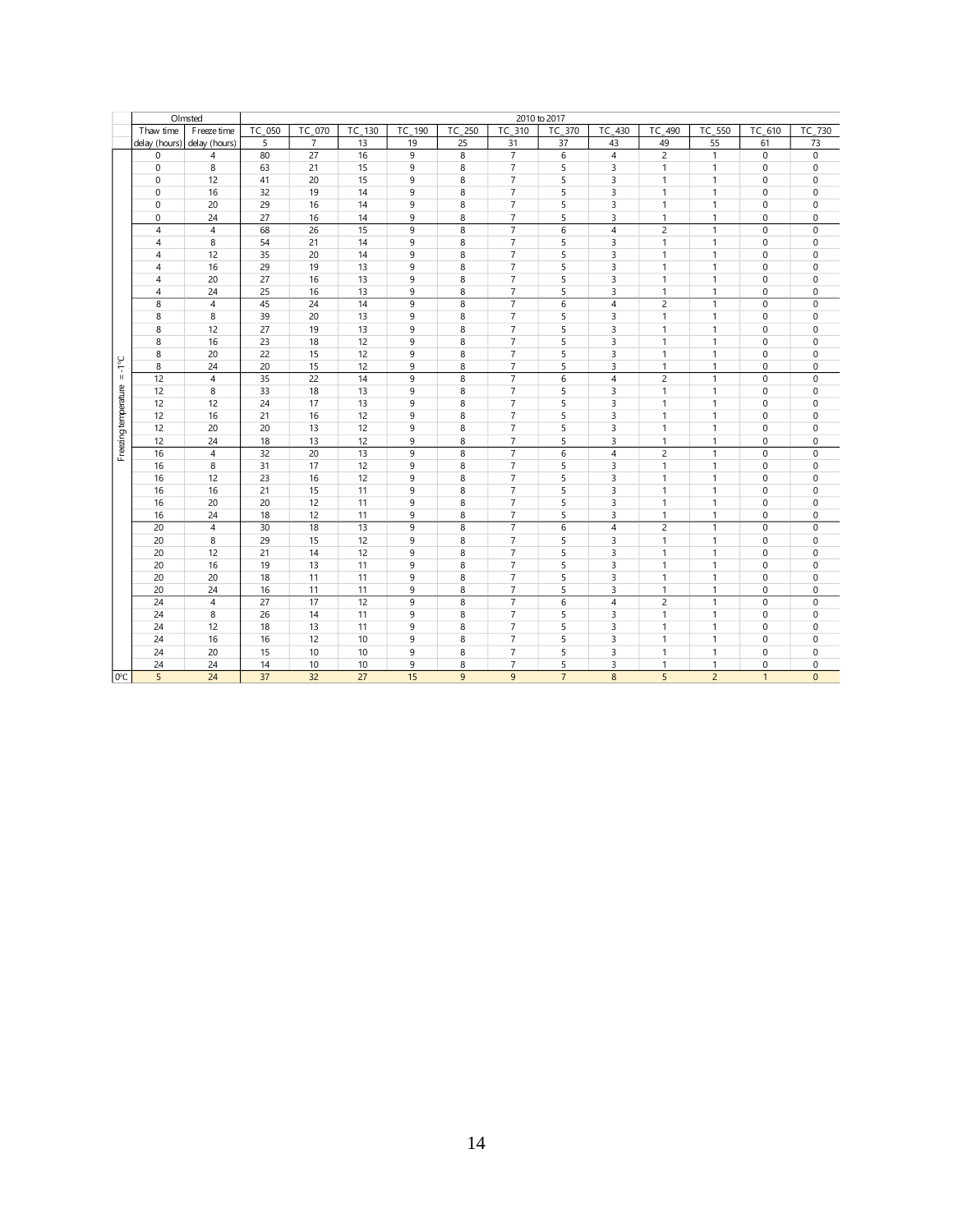| | Olmsted | | 2010 to 2017 | | | | | | | | | | | |
|---|---|---|---|---|---|---|---|---|---|---|---|---|---|---|
| | Thaw time | Freeze time | TC_050 | TC_070 | TC_130 | TC_190 | TC_250 | TC_310 | TC_370 | TC_430 | TC_490 | TC_550 | TC_610 | TC_730 |
| | delay (hours) | delay (hours) | 5 | 7 | 13 | 19 | 25 | 31 | 37 | 43 | 49 | 55 | 61 | 73 |
| Freezing temperature = -1°C | 0 | 4 | 80 | 27 | 16 | 9 | 8 | 7 | 6 | 4 | 2 | 1 | 0 | 0 |
| | 0 | 8 | 63 | 21 | 15 | 9 | 8 | 7 | 5 | 3 | 1 | 1 | 0 | 0 |
| | 0 | 12 | 41 | 20 | 15 | 9 | 8 | 7 | 5 | 3 | 1 | 1 | 0 | 0 |
| | 0 | 16 | 32 | 19 | 14 | 9 | 8 | 7 | 5 | 3 | 1 | 1 | 0 | 0 |
| | 0 | 20 | 29 | 16 | 14 | 9 | 8 | 7 | 5 | 3 | 1 | 1 | 0 | 0 |
| | 0 | 24 | 27 | 16 | 14 | 9 | 8 | 7 | 5 | 3 | 1 | 1 | 0 | 0 |
| | 4 | 4 | 68 | 26 | 15 | 9 | 8 | 7 | 6 | 4 | 2 | 1 | 0 | 0 |
| | 4 | 8 | 54 | 21 | 14 | 9 | 8 | 7 | 5 | 3 | 1 | 1 | 0 | 0 |
| | 4 | 12 | 35 | 20 | 14 | 9 | 8 | 7 | 5 | 3 | 1 | 1 | 0 | 0 |
| | 4 | 16 | 29 | 19 | 13 | 9 | 8 | 7 | 5 | 3 | 1 | 1 | 0 | 0 |
| | 4 | 20 | 27 | 16 | 13 | 9 | 8 | 7 | 5 | 3 | 1 | 1 | 0 | 0 |
| | 4 | 24 | 25 | 16 | 13 | 9 | 8 | 7 | 5 | 3 | 1 | 1 | 0 | 0 |
| | 8 | 4 | 45 | 24 | 14 | 9 | 8 | 7 | 6 | 4 | 2 | 1 | 0 | 0 |
| | 8 | 8 | 39 | 20 | 13 | 9 | 8 | 7 | 5 | 3 | 1 | 1 | 0 | 0 |
| | 8 | 12 | 27 | 19 | 13 | 9 | 8 | 7 | 5 | 3 | 1 | 1 | 0 | 0 |
| | 8 | 16 | 23 | 18 | 12 | 9 | 8 | 7 | 5 | 3 | 1 | 1 | 0 | 0 |
| | 8 | 20 | 22 | 15 | 12 | 9 | 8 | 7 | 5 | 3 | 1 | 1 | 0 | 0 |
| | 8 | 24 | 20 | 15 | 12 | 9 | 8 | 7 | 5 | 3 | 1 | 1 | 0 | 0 |
| | 12 | 4 | 35 | 22 | 14 | 9 | 8 | 7 | 6 | 4 | 2 | 1 | 0 | 0 |
| | 12 | 8 | 33 | 18 | 13 | 9 | 8 | 7 | 5 | 3 | 1 | 1 | 0 | 0 |
| | 12 | 12 | 24 | 17 | 13 | 9 | 8 | 7 | 5 | 3 | 1 | 1 | 0 | 0 |
| | 12 | 16 | 21 | 16 | 12 | 9 | 8 | 7 | 5 | 3 | 1 | 1 | 0 | 0 |
| | 12 | 20 | 20 | 13 | 12 | 9 | 8 | 7 | 5 | 3 | 1 | 1 | 0 | 0 |
| | 12 | 24 | 18 | 13 | 12 | 9 | 8 | 7 | 5 | 3 | 1 | 1 | 0 | 0 |
| | 16 | 4 | 32 | 20 | 13 | 9 | 8 | 7 | 6 | 4 | 2 | 1 | 0 | 0 |
| | 16 | 8 | 31 | 17 | 12 | 9 | 8 | 7 | 5 | 3 | 1 | 1 | 0 | 0 |
| | 16 | 12 | 23 | 16 | 12 | 9 | 8 | 7 | 5 | 3 | 1 | 1 | 0 | 0 |
| | 16 | 16 | 21 | 15 | 11 | 9 | 8 | 7 | 5 | 3 | 1 | 1 | 0 | 0 |
| | 16 | 20 | 20 | 12 | 11 | 9 | 8 | 7 | 5 | 3 | 1 | 1 | 0 | 0 |
| | 16 | 24 | 18 | 12 | 11 | 9 | 8 | 7 | 5 | 3 | 1 | 1 | 0 | 0 |
| | 20 | 4 | 30 | 18 | 13 | 9 | 8 | 7 | 6 | 4 | 2 | 1 | 0 | 0 |
| | 20 | 8 | 29 | 15 | 12 | 9 | 8 | 7 | 5 | 3 | 1 | 1 | 0 | 0 |
| | 20 | 12 | 21 | 14 | 12 | 9 | 8 | 7 | 5 | 3 | 1 | 1 | 0 | 0 |
| | 20 | 16 | 19 | 13 | 11 | 9 | 8 | 7 | 5 | 3 | 1 | 1 | 0 | 0 |
| | 20 | 20 | 18 | 11 | 11 | 9 | 8 | 7 | 5 | 3 | 1 | 1 | 0 | 0 |
| | 20 | 24 | 16 | 11 | 11 | 9 | 8 | 7 | 5 | 3 | 1 | 1 | 0 | 0 |
| | 24 | 4 | 27 | 17 | 12 | 9 | 8 | 7 | 6 | 4 | 2 | 1 | 0 | 0 |
| | 24 | 8 | 26 | 14 | 11 | 9 | 8 | 7 | 5 | 3 | 1 | 1 | 0 | 0 |
| | 24 | 12 | 18 | 13 | 11 | 9 | 8 | 7 | 5 | 3 | 1 | 1 | 0 | 0 |
| | 24 | 16 | 16 | 12 | 10 | 9 | 8 | 7 | 5 | 3 | 1 | 1 | 0 | 0 |
| | 24 | 20 | 15 | 10 | 10 | 9 | 8 | 7 | 5 | 3 | 1 | 1 | 0 | 0 |
| | 24 | 24 | 14 | 10 | 10 | 9 | 8 | 7 | 5 | 3 | 1 | 1 | 0 | 0 |
| 0°C | 5 | 24 | 37 | 32 | 27 | 15 | 9 | 9 | 7 | 8 | 5 | 2 | 1 | 0 |